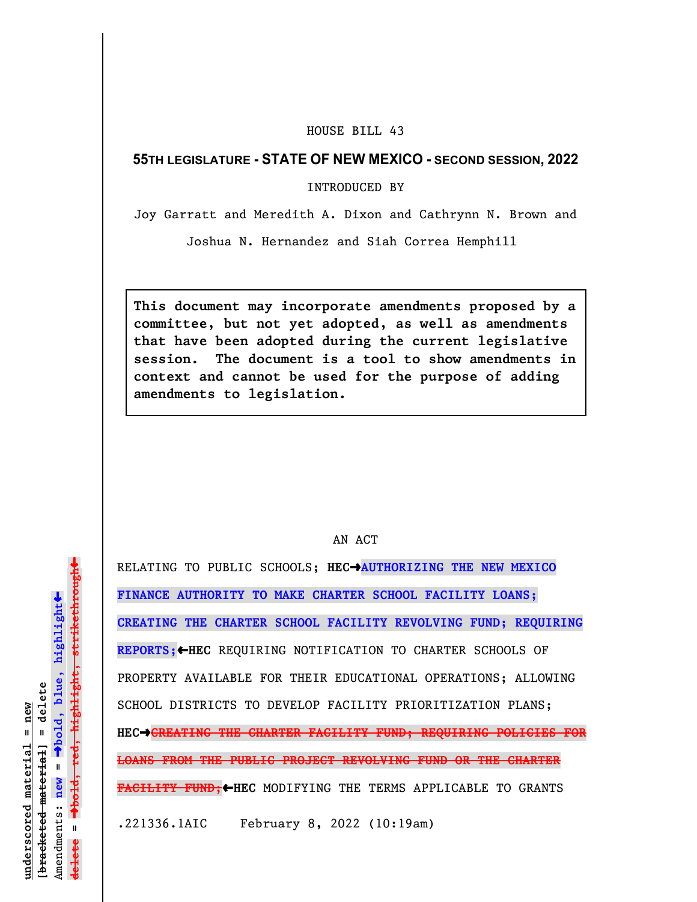HOUSE BILL 43

**55TH LEGISLATURE - STATE OF NEW MEXICO - SECOND SESSION, 2022**

INTRODUCED BY

Joy Garratt and Meredith A. Dixon and Cathrynn N. Brown and Joshua N. Hernandez and Siah Correa Hemphill

> **This document may incorporate amendments proposed by a committee, but not yet adopted, as well as amendments that have been adopted during the current legislative session. The document is a tool to show amendments in context and cannot be used for the purpose of adding amendments to legislation.**

AN ACT

RELATING TO PUBLIC SCHOOLS; **HEC→AUTHORIZING THE NEW MEXICO FINANCE AUTHORITY TO MAKE CHARTER SCHOOL FACILITY LOANS; CREATING THE CHARTER SCHOOL FACILITY REVOLVING FUND; REQUIRING REPORTS;←HEC** REQUIRING NOTIFICATION TO CHARTER SCHOOLS OF PROPERTY AVAILABLE FOR THEIR EDUCATIONAL OPERATIONS; ALLOWING SCHOOL DISTRICTS TO DEVELOP FACILITY PRIORITIZATION PLANS; **HEC→~~CREATING THE CHARTER FACILITY FUND; REQUIRING POLICIES FOR LOANS FROM THE PUBLIC PROJECT REVOLVING FUND OR THE CHARTER FACILITY FUND;~~←HEC** MODIFYING THE TERMS APPLICABLE TO GRANTS

.221336.1AIC February 8, 2022 (10:19am)

underscored material = new
[bracketed material] = delete
Amendments: **new** = →bold, blue, highlight←
~~delete~~ = →bold, red, highlight, strikethrough←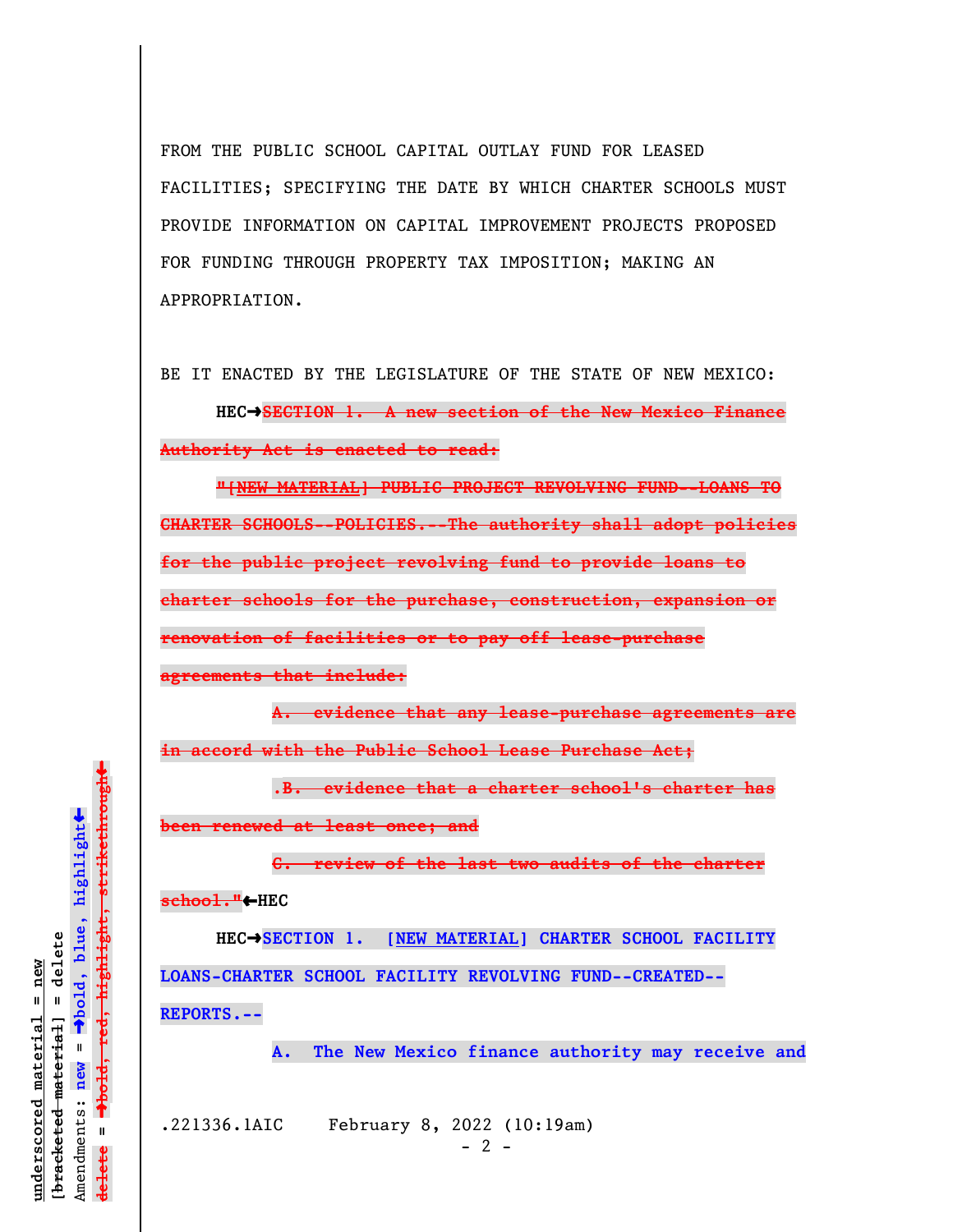FROM THE PUBLIC SCHOOL CAPITAL OUTLAY FUND FOR LEASED FACILITIES; SPECIFYING THE DATE BY WHICH CHARTER SCHOOLS MUST PROVIDE INFORMATION ON CAPITAL IMPROVEMENT PROJECTS PROPOSED FOR FUNDING THROUGH PROPERTY TAX IMPOSITION; MAKING AN APPROPRIATION.

BE IT ENACTED BY THE LEGISLATURE OF THE STATE OF NEW MEXICO:

**HEC→**~~**SECTION 1. A new section of the New Mexico Finance Authority Act is enacted to read:**~~

~~**"[NEW MATERIAL] PUBLIC PROJECT REVOLVING FUND--LOANS TO CHARTER SCHOOLS--POLICIES.--The authority shall adopt policies for the public project revolving fund to provide loans to charter schools for the purchase, construction, expansion or renovation of facilities or to pay off lease-purchase agreements that include:**~~

~~**A. evidence that any lease-purchase agreements are in accord with the Public School Lease Purchase Act;**~~

~~**.B. evidence that a charter school's charter has been renewed at least once; and**~~

~~**C. review of the last two audits of the charter school."**~~**←HEC**

**HEC→SECTION 1. [NEW MATERIAL] CHARTER SCHOOL FACILITY LOANS-CHARTER SCHOOL FACILITY REVOLVING FUND--CREATED--REPORTS.--**

**A. The New Mexico finance authority may receive and**

.221336.1AIC February 8, 2022 (10:19am)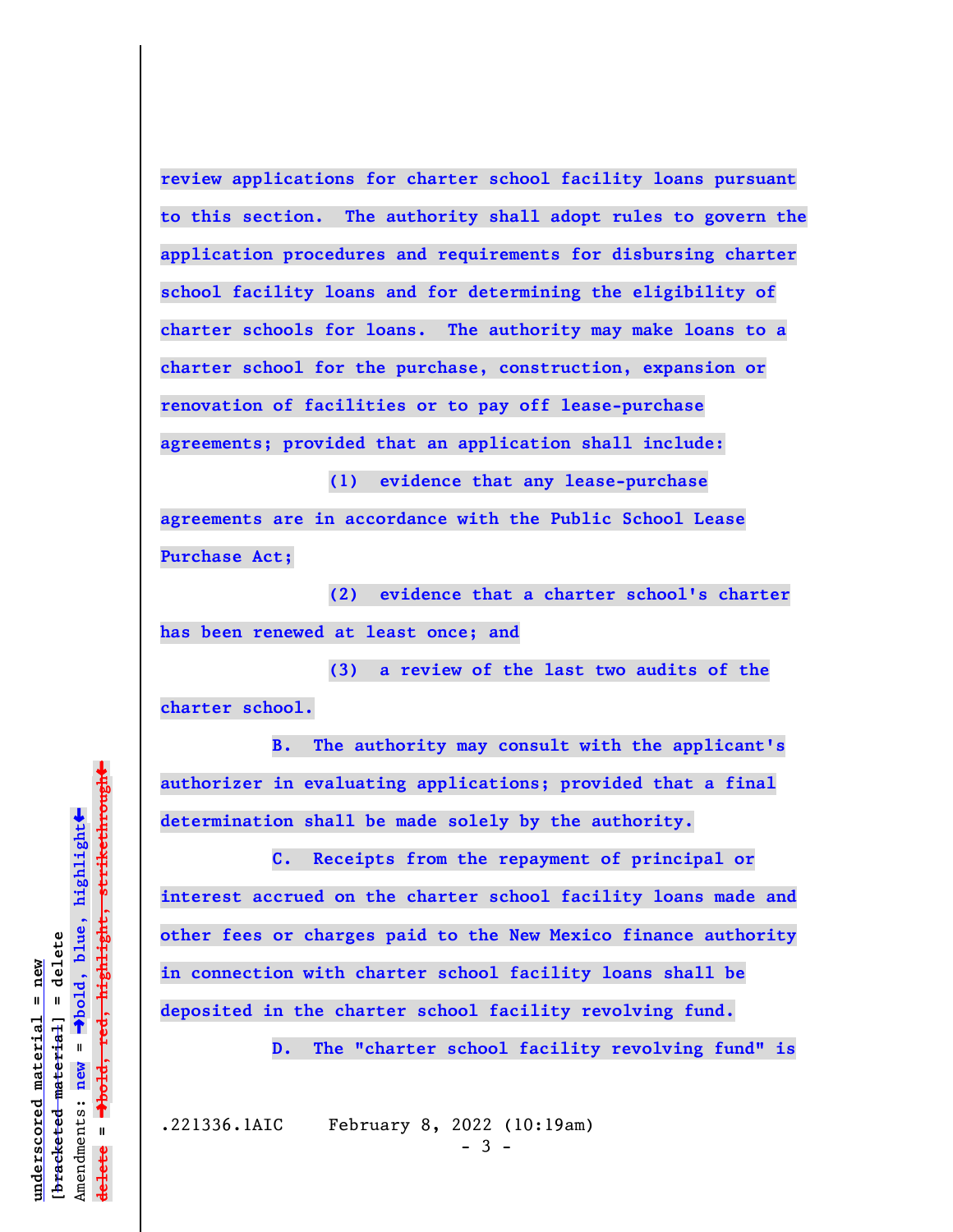**review applications for charter school facility loans pursuant to this section. The authority shall adopt rules to govern the application procedures and requirements for disbursing charter school facility loans and for determining the eligibility of charter schools for loans. The authority may make loans to a charter school for the purchase, construction, expansion or renovation of facilities or to pay off lease-purchase agreements; provided that an application shall include:**

**(1) evidence that any lease-purchase agreements are in accordance with the Public School Lease Purchase Act;**

**(2) evidence that a charter school's charter has been renewed at least once; and**

**(3) a review of the last two audits of the charter school.**

**B. The authority may consult with the applicant's authorizer in evaluating applications; provided that a final determination shall be made solely by the authority.**

**C. Receipts from the repayment of principal or interest accrued on the charter school facility loans made and other fees or charges paid to the New Mexico finance authority in connection with charter school facility loans shall be deposited in the charter school facility revolving fund.**

**D. The "charter school facility revolving fund" is**

.221336.1AIC February 8, 2022 (10:19am)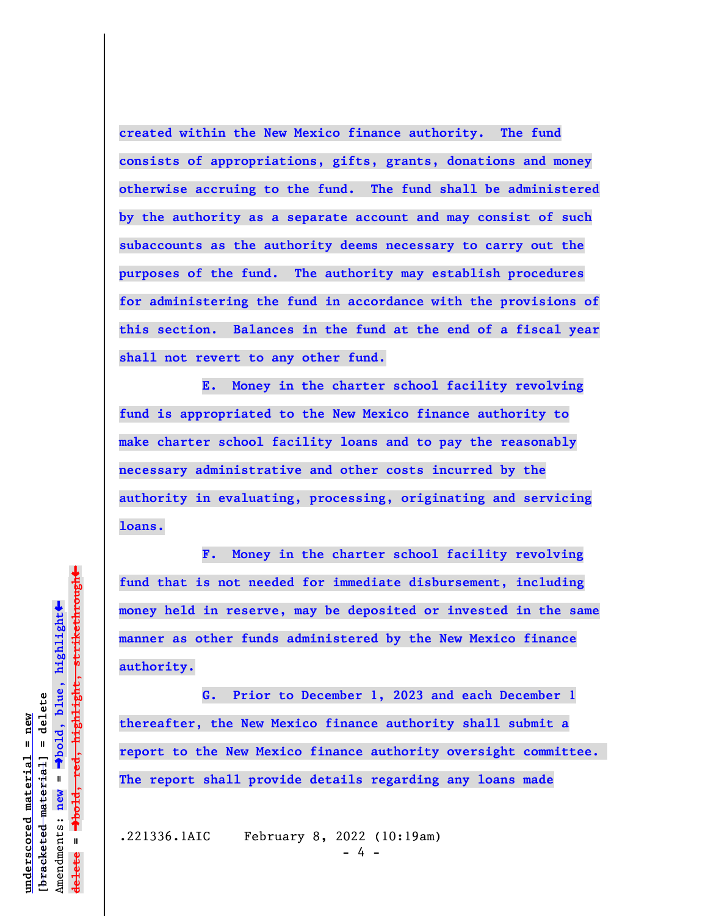created within the New Mexico finance authority. The fund consists of appropriations, gifts, grants, donations and money otherwise accruing to the fund. The fund shall be administered by the authority as a separate account and may consist of such subaccounts as the authority deems necessary to carry out the purposes of the fund. The authority may establish procedures for administering the fund in accordance with the provisions of this section. Balances in the fund at the end of a fiscal year shall not revert to any other fund.

E. Money in the charter school facility revolving fund is appropriated to the New Mexico finance authority to make charter school facility loans and to pay the reasonably necessary administrative and other costs incurred by the authority in evaluating, processing, originating and servicing loans.

F. Money in the charter school facility revolving fund that is not needed for immediate disbursement, including money held in reserve, may be deposited or invested in the same manner as other funds administered by the New Mexico finance authority.

G. Prior to December 1, 2023 and each December 1 thereafter, the New Mexico finance authority shall submit a report to the New Mexico finance authority oversight committee. The report shall provide details regarding any loans made

.221336.1AIC February 8, 2022 (10:19am)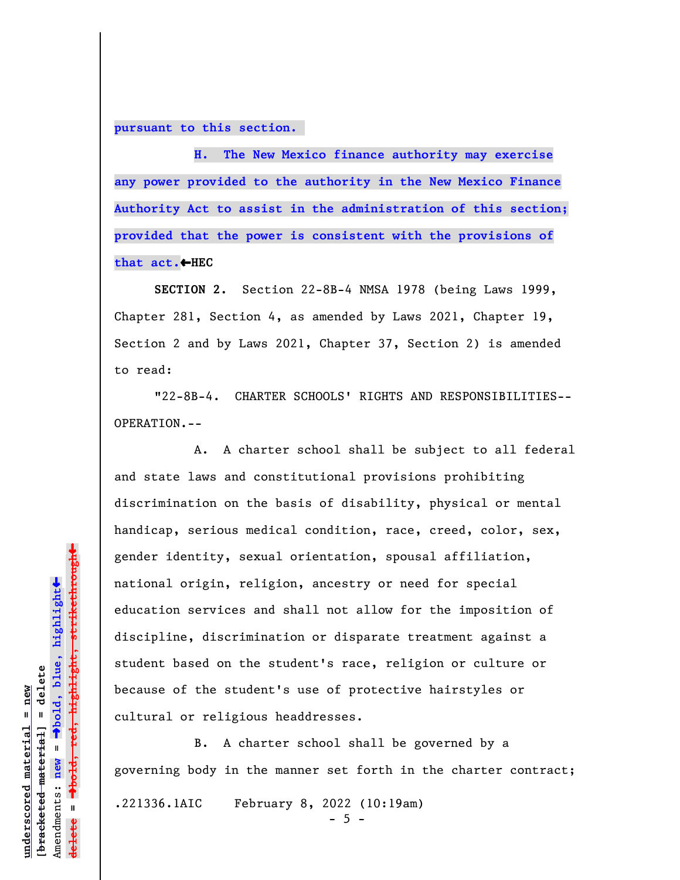**pursuant to this section.**

**H. The New Mexico finance authority may exercise any power provided to the authority in the New Mexico Finance Authority Act to assist in the administration of this section; provided that the power is consistent with the provisions of that act.←HEC**

**SECTION 2.** Section 22-8B-4 NMSA 1978 (being Laws 1999, Chapter 281, Section 4, as amended by Laws 2021, Chapter 19, Section 2 and by Laws 2021, Chapter 37, Section 2) is amended to read:

"22-8B-4. CHARTER SCHOOLS' RIGHTS AND RESPONSIBILITIES--OPERATION.--

A. A charter school shall be subject to all federal and state laws and constitutional provisions prohibiting discrimination on the basis of disability, physical or mental handicap, serious medical condition, race, creed, color, sex, gender identity, sexual orientation, spousal affiliation, national origin, religion, ancestry or need for special education services and shall not allow for the imposition of discipline, discrimination or disparate treatment against a student based on the student's race, religion or culture or because of the student's use of protective hairstyles or cultural or religious headdresses.

B. A charter school shall be governed by a governing body in the manner set forth in the charter contract;

.221336.1AIC February 8, 2022 (10:19am)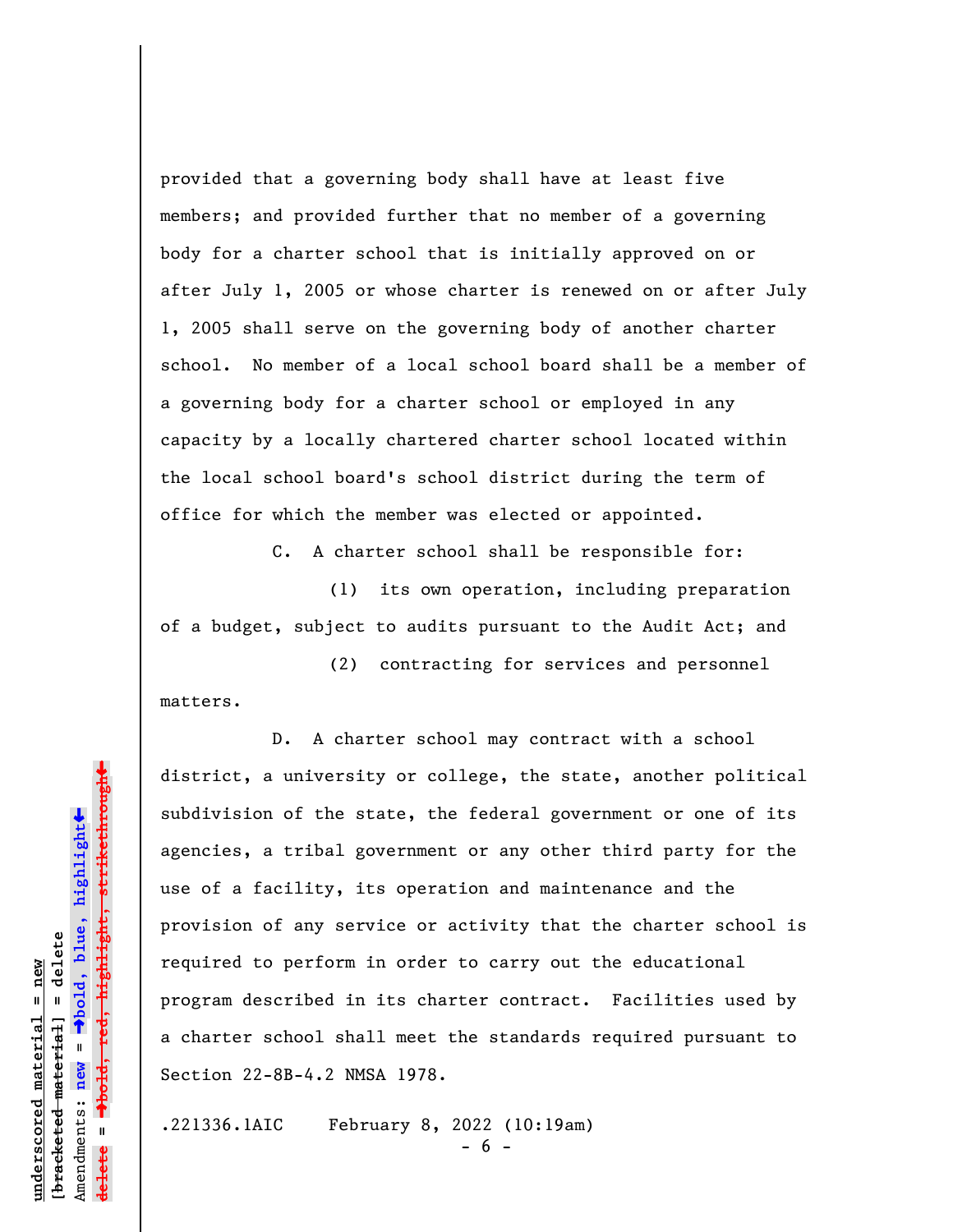provided that a governing body shall have at least five members; and provided further that no member of a governing body for a charter school that is initially approved on or after July 1, 2005 or whose charter is renewed on or after July 1, 2005 shall serve on the governing body of another charter school. No member of a local school board shall be a member of a governing body for a charter school or employed in any capacity by a locally chartered charter school located within the local school board's school district during the term of office for which the member was elected or appointed.

C. A charter school shall be responsible for:

(1) its own operation, including preparation of a budget, subject to audits pursuant to the Audit Act; and

(2) contracting for services and personnel matters.

D. A charter school may contract with a school district, a university or college, the state, another political subdivision of the state, the federal government or one of its agencies, a tribal government or any other third party for the use of a facility, its operation and maintenance and the provision of any service or activity that the charter school is required to perform in order to carry out the educational program described in its charter contract. Facilities used by a charter school shall meet the standards required pursuant to Section 22-8B-4.2 NMSA 1978.

.221336.1AIC February 8, 2022 (10:19am)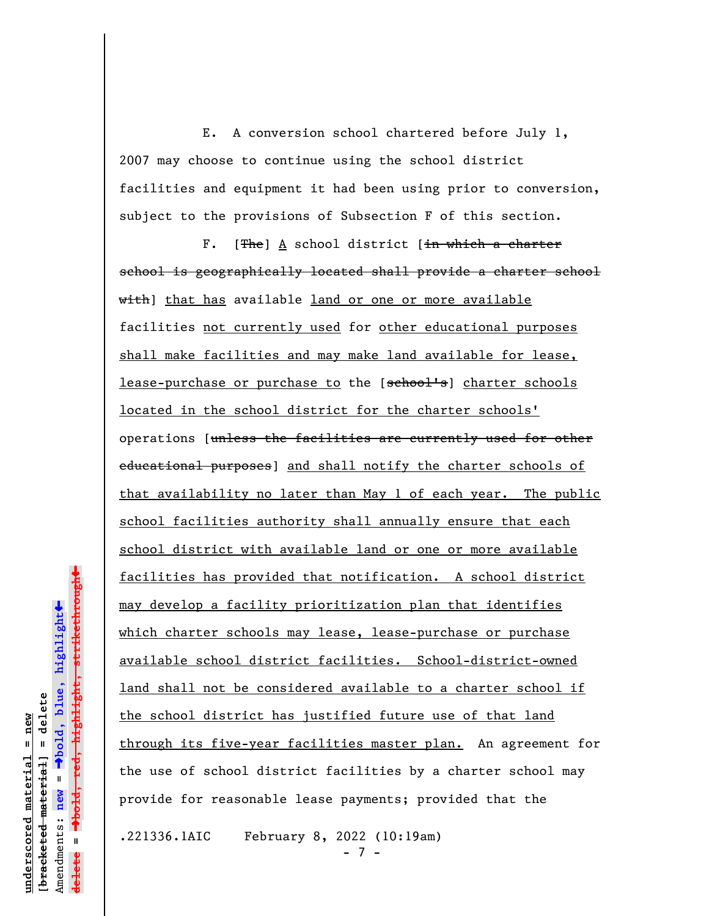E. A conversion school chartered before July 1, 2007 may choose to continue using the school district facilities and equipment it had been using prior to conversion, subject to the provisions of Subsection F of this section.

F. [~~The~~] A school district [~~in which a charter school is geographically located shall provide a charter school with~~] that has available land or one or more available facilities not currently used for other educational purposes shall make facilities and may make land available for lease, lease-purchase or purchase to the [~~school's~~] charter schools located in the school district for the charter schools' operations [~~unless the facilities are currently used for other educational purposes~~] and shall notify the charter schools of that availability no later than May 1 of each year. The public school facilities authority shall annually ensure that each school district with available land or one or more available facilities has provided that notification. A school district may develop a facility prioritization plan that identifies which charter schools may lease, lease-purchase or purchase available school district facilities. School-district-owned land shall not be considered available to a charter school if the school district has justified future use of that land through its five-year facilities master plan. An agreement for the use of school district facilities by a charter school may provide for reasonable lease payments; provided that the

.221336.1AIC February 8, 2022 (10:19am)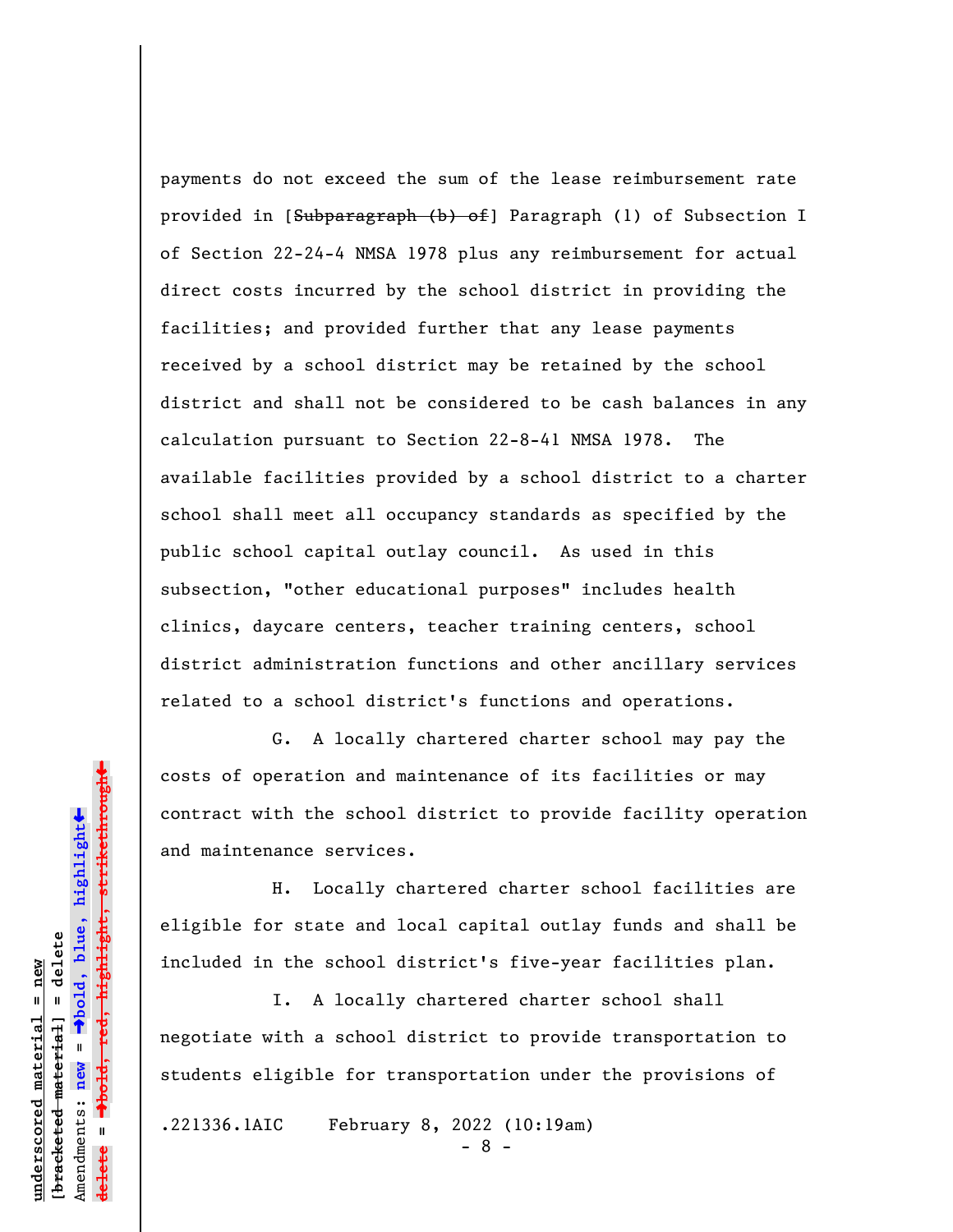payments do not exceed the sum of the lease reimbursement rate provided in [~~Subparagraph (b) of~~] Paragraph (1) of Subsection I of Section 22-24-4 NMSA 1978 plus any reimbursement for actual direct costs incurred by the school district in providing the facilities; and provided further that any lease payments received by a school district may be retained by the school district and shall not be considered to be cash balances in any calculation pursuant to Section 22-8-41 NMSA 1978. The available facilities provided by a school district to a charter school shall meet all occupancy standards as specified by the public school capital outlay council. As used in this subsection, "other educational purposes" includes health clinics, daycare centers, teacher training centers, school district administration functions and other ancillary services related to a school district's functions and operations.

G. A locally chartered charter school may pay the costs of operation and maintenance of its facilities or may contract with the school district to provide facility operation and maintenance services.

H. Locally chartered charter school facilities are eligible for state and local capital outlay funds and shall be included in the school district's five-year facilities plan.

I. A locally chartered charter school shall negotiate with a school district to provide transportation to students eligible for transportation under the provisions of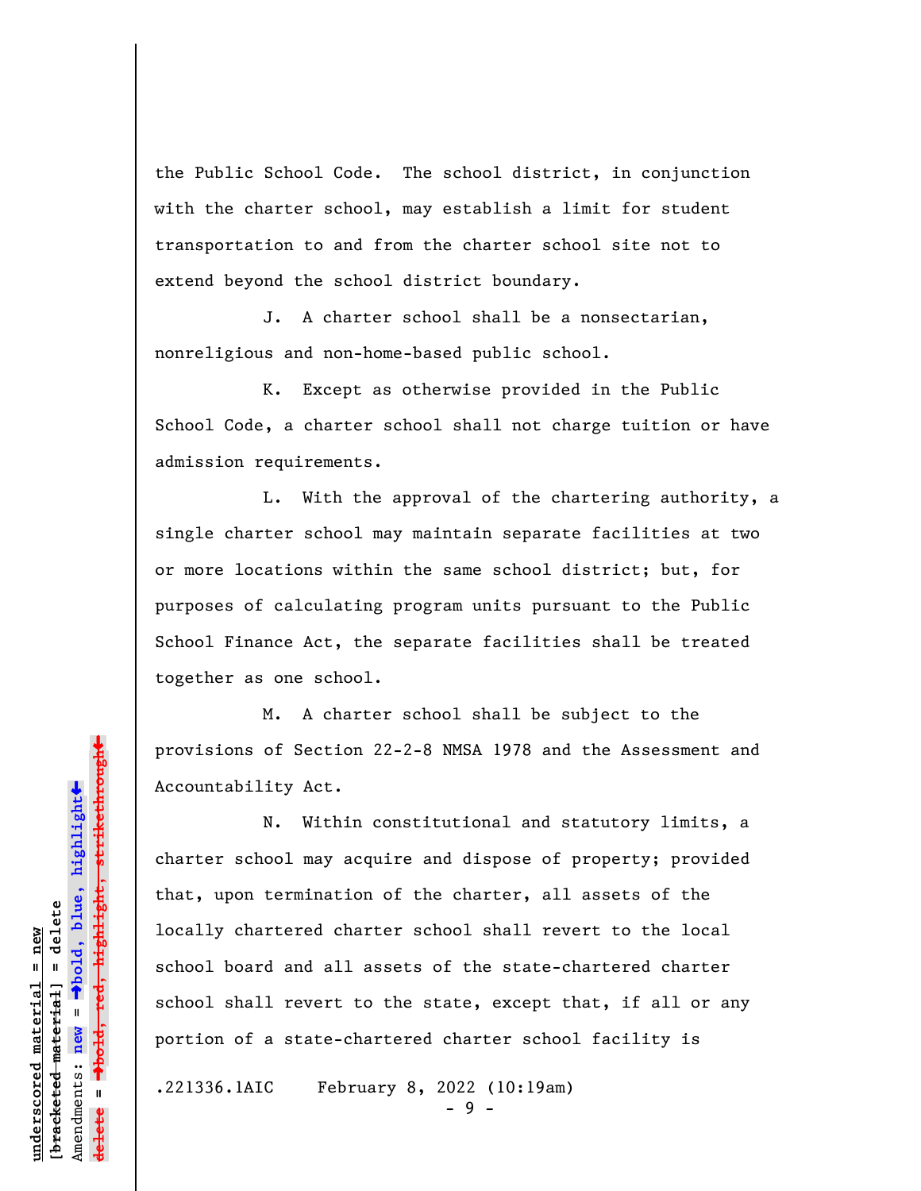the Public School Code. The school district, in conjunction with the charter school, may establish a limit for student transportation to and from the charter school site not to extend beyond the school district boundary.

J. A charter school shall be a nonsectarian, nonreligious and non-home-based public school.

K. Except as otherwise provided in the Public School Code, a charter school shall not charge tuition or have admission requirements.

L. With the approval of the chartering authority, a single charter school may maintain separate facilities at two or more locations within the same school district; but, for purposes of calculating program units pursuant to the Public School Finance Act, the separate facilities shall be treated together as one school.

M. A charter school shall be subject to the provisions of Section 22-2-8 NMSA 1978 and the Assessment and Accountability Act.

N. Within constitutional and statutory limits, a charter school may acquire and dispose of property; provided that, upon termination of the charter, all assets of the locally chartered charter school shall revert to the local school board and all assets of the state-chartered charter school shall revert to the state, except that, if all or any portion of a state-chartered charter school facility is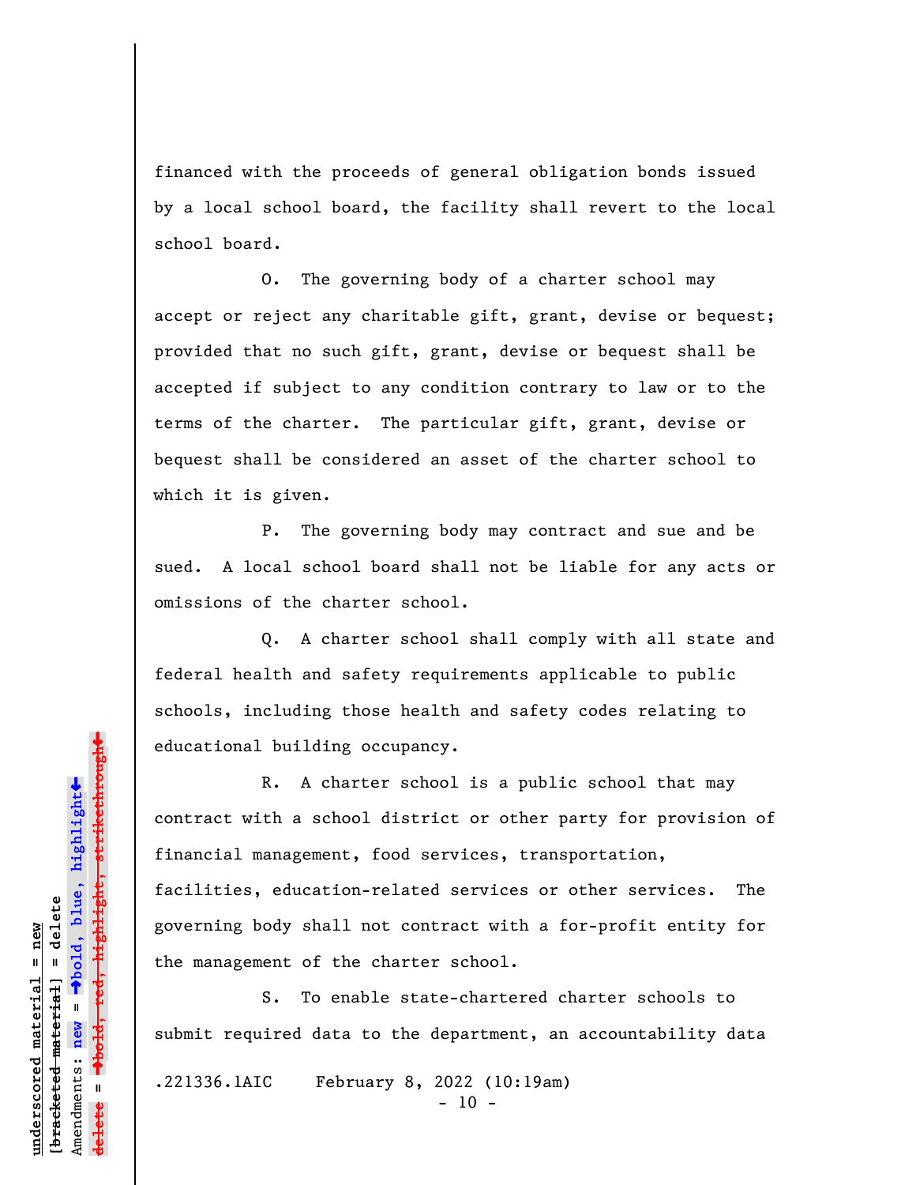financed with the proceeds of general obligation bonds issued by a local school board, the facility shall revert to the local school board.

O. The governing body of a charter school may accept or reject any charitable gift, grant, devise or bequest; provided that no such gift, grant, devise or bequest shall be accepted if subject to any condition contrary to law or to the terms of the charter. The particular gift, grant, devise or bequest shall be considered an asset of the charter school to which it is given.

P. The governing body may contract and sue and be sued. A local school board shall not be liable for any acts or omissions of the charter school.

Q. A charter school shall comply with all state and federal health and safety requirements applicable to public schools, including those health and safety codes relating to educational building occupancy.

R. A charter school is a public school that may contract with a school district or other party for provision of financial management, food services, transportation, facilities, education-related services or other services. The governing body shall not contract with a for-profit entity for the management of the charter school.

S. To enable state-chartered charter schools to submit required data to the department, an accountability data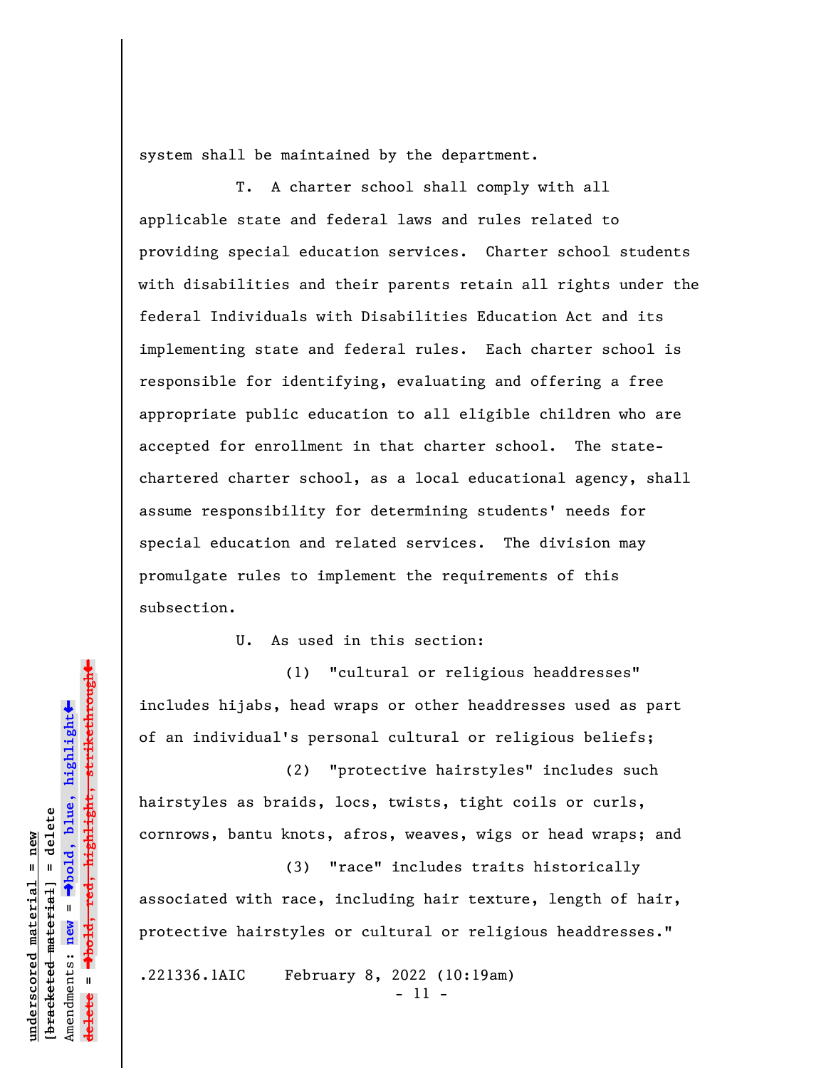system shall be maintained by the department.

T. A charter school shall comply with all applicable state and federal laws and rules related to providing special education services. Charter school students with disabilities and their parents retain all rights under the federal Individuals with Disabilities Education Act and its implementing state and federal rules. Each charter school is responsible for identifying, evaluating and offering a free appropriate public education to all eligible children who are accepted for enrollment in that charter school. The state-chartered charter school, as a local educational agency, shall assume responsibility for determining students' needs for special education and related services. The division may promulgate rules to implement the requirements of this subsection.

U. As used in this section:

(1) "cultural or religious headdresses" includes hijabs, head wraps or other headdresses used as part of an individual's personal cultural or religious beliefs;

(2) "protective hairstyles" includes such hairstyles as braids, locs, twists, tight coils or curls, cornrows, bantu knots, afros, weaves, wigs or head wraps; and

(3) "race" includes traits historically associated with race, including hair texture, length of hair, protective hairstyles or cultural or religious headdresses."

.221336.1AIC February 8, 2022 (10:19am)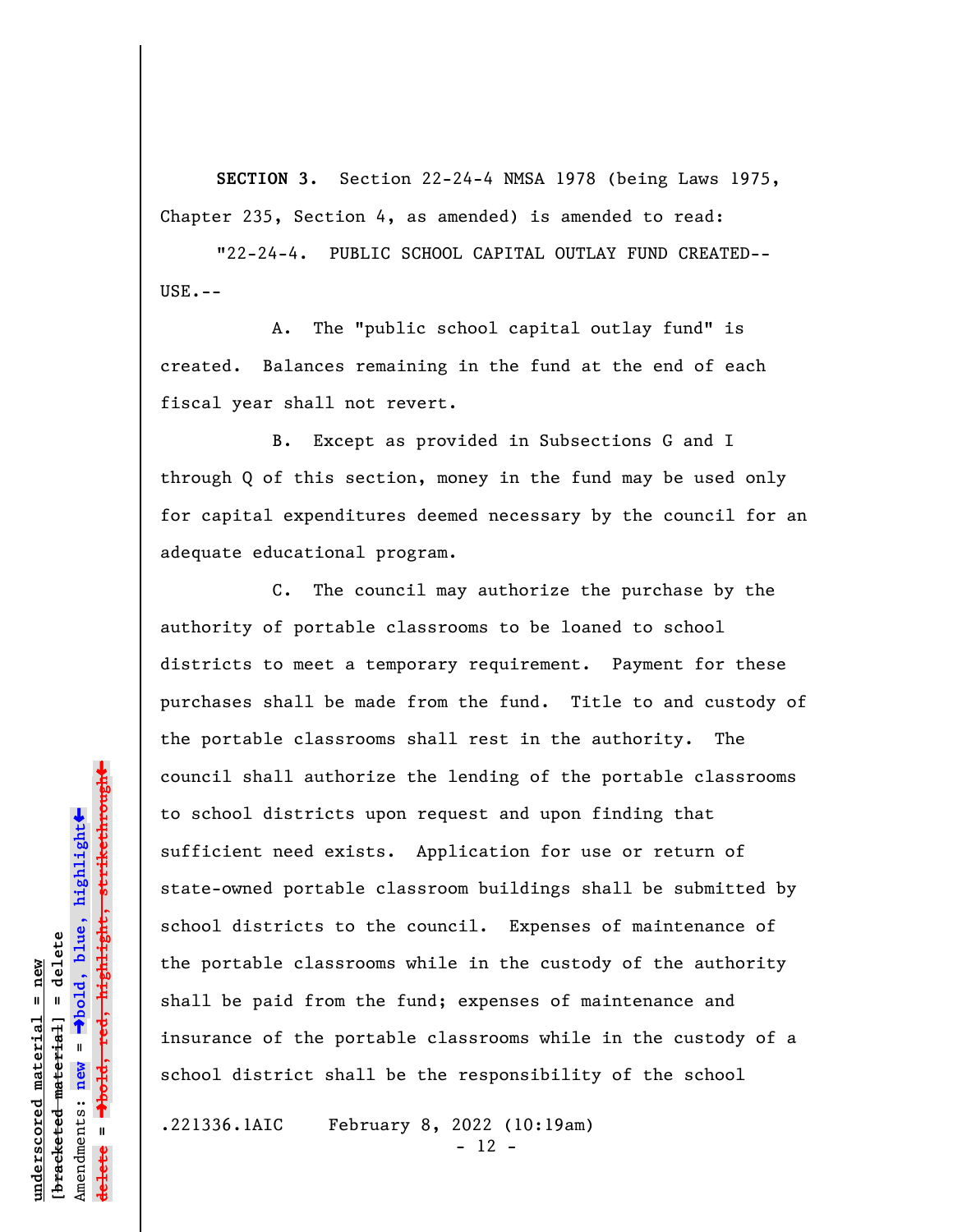**SECTION 3.** Section 22-24-4 NMSA 1978 (being Laws 1975, Chapter 235, Section 4, as amended) is amended to read:

"22-24-4. PUBLIC SCHOOL CAPITAL OUTLAY FUND CREATED--USE.--

A. The "public school capital outlay fund" is created. Balances remaining in the fund at the end of each fiscal year shall not revert.

B. Except as provided in Subsections G and I through Q of this section, money in the fund may be used only for capital expenditures deemed necessary by the council for an adequate educational program.

C. The council may authorize the purchase by the authority of portable classrooms to be loaned to school districts to meet a temporary requirement. Payment for these purchases shall be made from the fund. Title to and custody of the portable classrooms shall rest in the authority. The council shall authorize the lending of the portable classrooms to school districts upon request and upon finding that sufficient need exists. Application for use or return of state-owned portable classroom buildings shall be submitted by school districts to the council. Expenses of maintenance of the portable classrooms while in the custody of the authority shall be paid from the fund; expenses of maintenance and insurance of the portable classrooms while in the custody of a school district shall be the responsibility of the school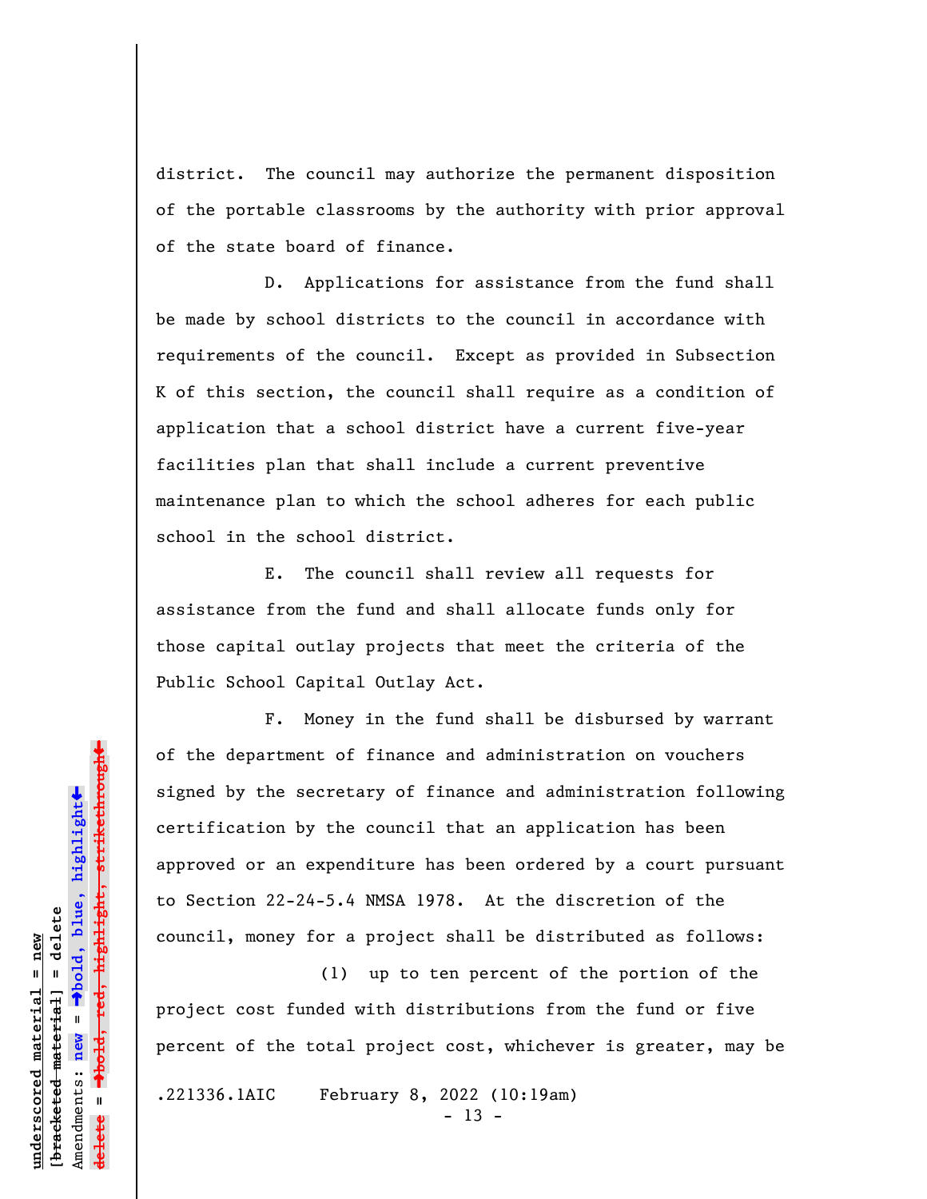district. The council may authorize the permanent disposition of the portable classrooms by the authority with prior approval of the state board of finance.

D. Applications for assistance from the fund shall be made by school districts to the council in accordance with requirements of the council. Except as provided in Subsection K of this section, the council shall require as a condition of application that a school district have a current five-year facilities plan that shall include a current preventive maintenance plan to which the school adheres for each public school in the school district.

E. The council shall review all requests for assistance from the fund and shall allocate funds only for those capital outlay projects that meet the criteria of the Public School Capital Outlay Act.

F. Money in the fund shall be disbursed by warrant of the department of finance and administration on vouchers signed by the secretary of finance and administration following certification by the council that an application has been approved or an expenditure has been ordered by a court pursuant to Section 22-24-5.4 NMSA 1978. At the discretion of the council, money for a project shall be distributed as follows:

(1) up to ten percent of the portion of the project cost funded with distributions from the fund or five percent of the total project cost, whichever is greater, may be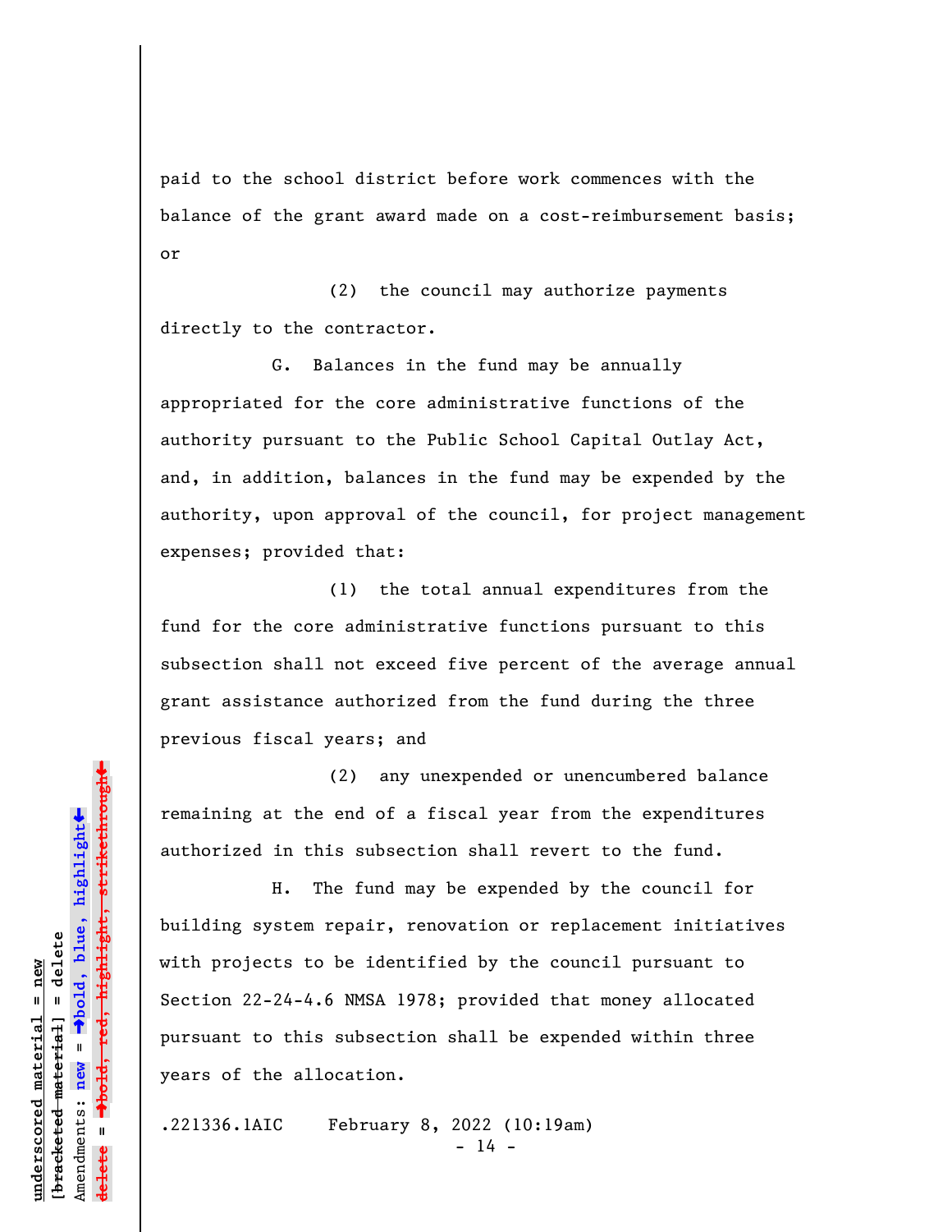paid to the school district before work commences with the balance of the grant award made on a cost-reimbursement basis; or

(2) the council may authorize payments directly to the contractor.

G. Balances in the fund may be annually appropriated for the core administrative functions of the authority pursuant to the Public School Capital Outlay Act, and, in addition, balances in the fund may be expended by the authority, upon approval of the council, for project management expenses; provided that:

(1) the total annual expenditures from the fund for the core administrative functions pursuant to this subsection shall not exceed five percent of the average annual grant assistance authorized from the fund during the three previous fiscal years; and

(2) any unexpended or unencumbered balance remaining at the end of a fiscal year from the expenditures authorized in this subsection shall revert to the fund.

H. The fund may be expended by the council for building system repair, renovation or replacement initiatives with projects to be identified by the council pursuant to Section 22-24-4.6 NMSA 1978; provided that money allocated pursuant to this subsection shall be expended within three years of the allocation.

.221336.1AIC February 8, 2022 (10:19am)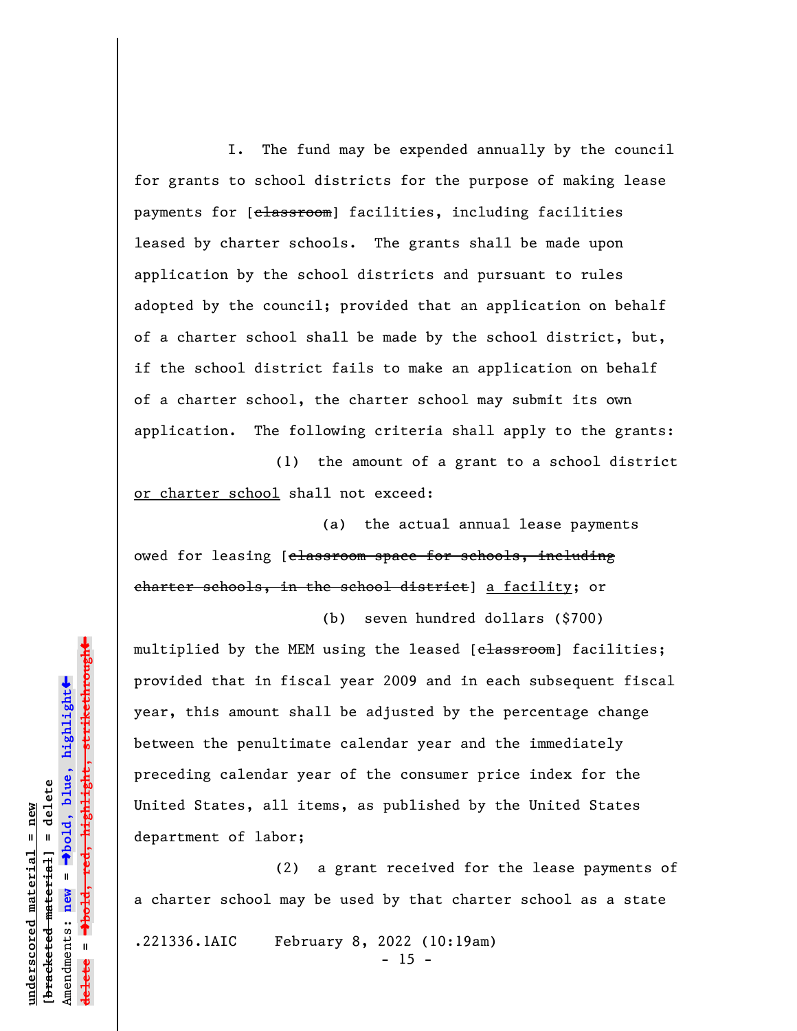I. The fund may be expended annually by the council for grants to school districts for the purpose of making lease payments for [~~classroom~~] facilities, including facilities leased by charter schools. The grants shall be made upon application by the school districts and pursuant to rules adopted by the council; provided that an application on behalf of a charter school shall be made by the school district, but, if the school district fails to make an application on behalf of a charter school, the charter school may submit its own application. The following criteria shall apply to the grants:

(1) the amount of a grant to a school district <u>or charter school</u> shall not exceed:

(a) the actual annual lease payments owed for leasing [~~classroom space for schools, including charter schools, in the school district~~] <u>a facility</u>; or

(b) seven hundred dollars ($700) multiplied by the MEM using the leased [~~classroom~~] facilities; provided that in fiscal year 2009 and in each subsequent fiscal year, this amount shall be adjusted by the percentage change between the penultimate calendar year and the immediately preceding calendar year of the consumer price index for the United States, all items, as published by the United States department of labor;

(2) a grant received for the lease payments of a charter school may be used by that charter school as a state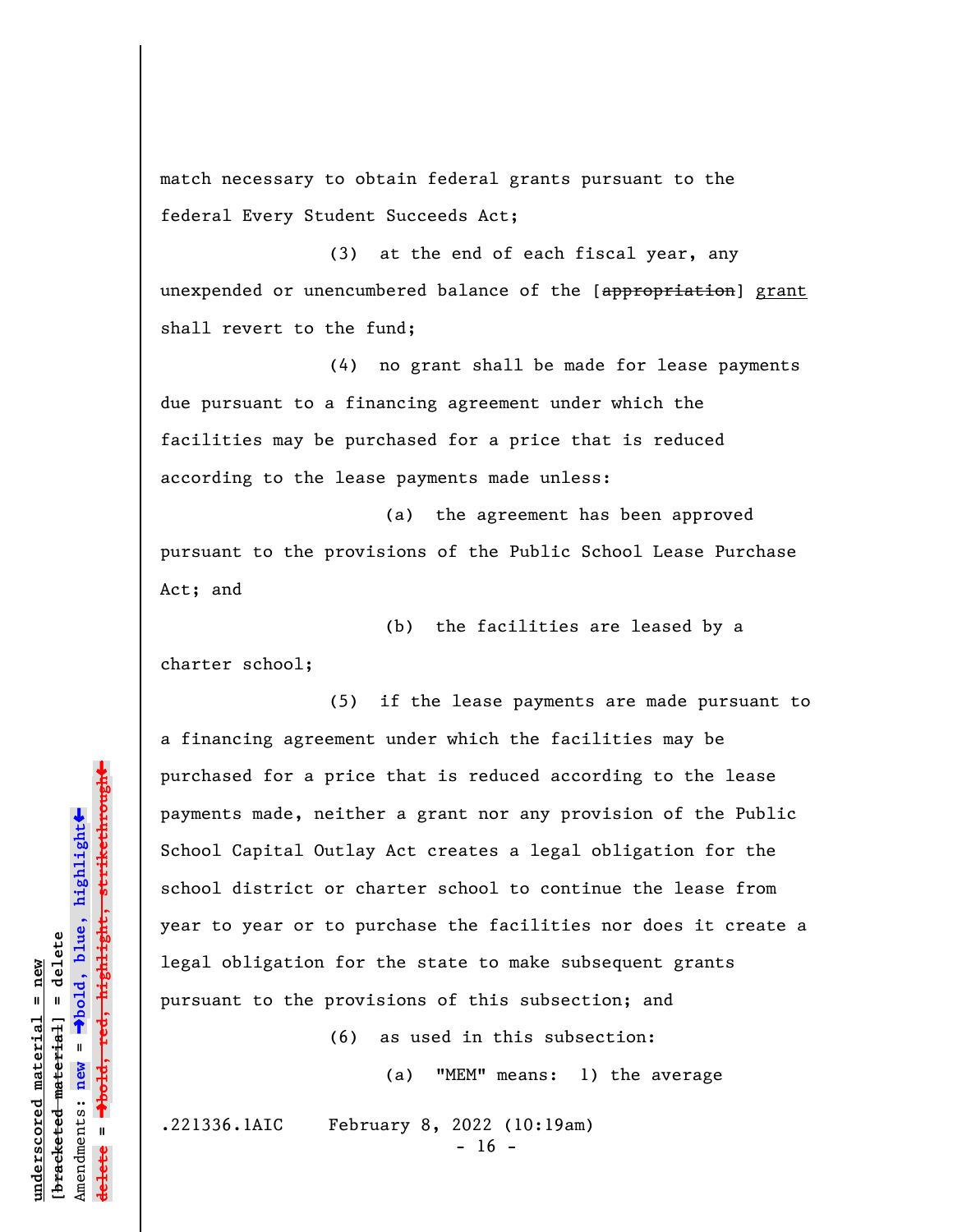match necessary to obtain federal grants pursuant to the federal Every Student Succeeds Act;

(3) at the end of each fiscal year, any unexpended or unencumbered balance of the [~~appropriation~~] grant shall revert to the fund;

(4) no grant shall be made for lease payments due pursuant to a financing agreement under which the facilities may be purchased for a price that is reduced according to the lease payments made unless:

(a) the agreement has been approved pursuant to the provisions of the Public School Lease Purchase Act; and

(b) the facilities are leased by a charter school;

(5) if the lease payments are made pursuant to a financing agreement under which the facilities may be purchased for a price that is reduced according to the lease payments made, neither a grant nor any provision of the Public School Capital Outlay Act creates a legal obligation for the school district or charter school to continue the lease from year to year or to purchase the facilities nor does it create a legal obligation for the state to make subsequent grants pursuant to the provisions of this subsection; and

(6) as used in this subsection:

(a) "MEM" means: 1) the average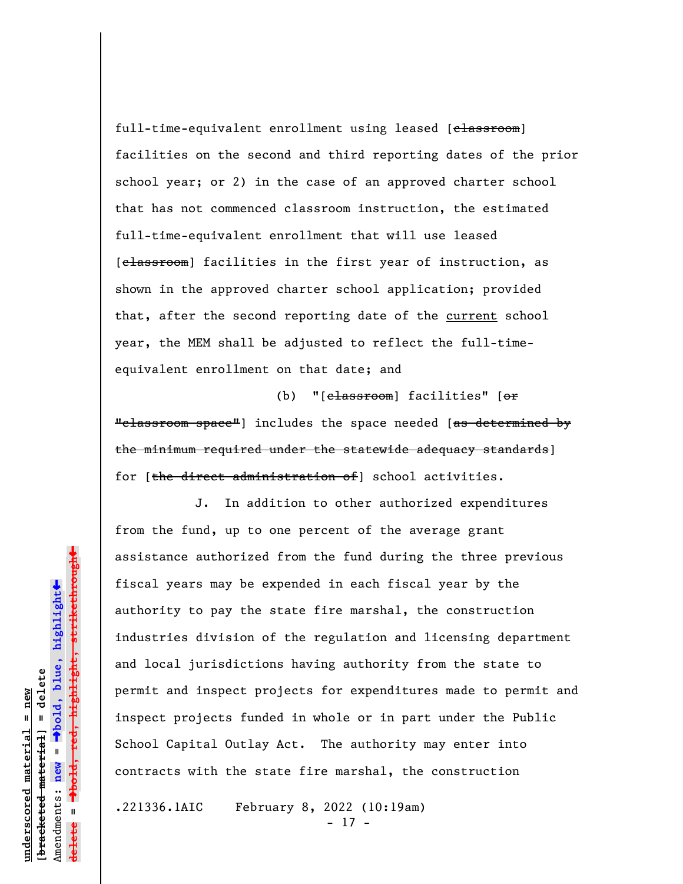full-time-equivalent enrollment using leased [~~classroom~~] facilities on the second and third reporting dates of the prior school year; or 2) in the case of an approved charter school that has not commenced classroom instruction, the estimated full-time-equivalent enrollment that will use leased [~~classroom~~] facilities in the first year of instruction, as shown in the approved charter school application; provided that, after the second reporting date of the <u>current</u> school year, the MEM shall be adjusted to reflect the full-time-equivalent enrollment on that date; and

(b) "[~~classroom~~] facilities" [~~or "classroom space"~~] includes the space needed [~~as determined by the minimum required under the statewide adequacy standards~~] for [~~the direct administration of~~] school activities.

J. In addition to other authorized expenditures from the fund, up to one percent of the average grant assistance authorized from the fund during the three previous fiscal years may be expended in each fiscal year by the authority to pay the state fire marshal, the construction industries division of the regulation and licensing department and local jurisdictions having authority from the state to permit and inspect projects for expenditures made to permit and inspect projects funded in whole or in part under the Public School Capital Outlay Act. The authority may enter into contracts with the state fire marshal, the construction

.221336.1AIC February 8, 2022 (10:19am)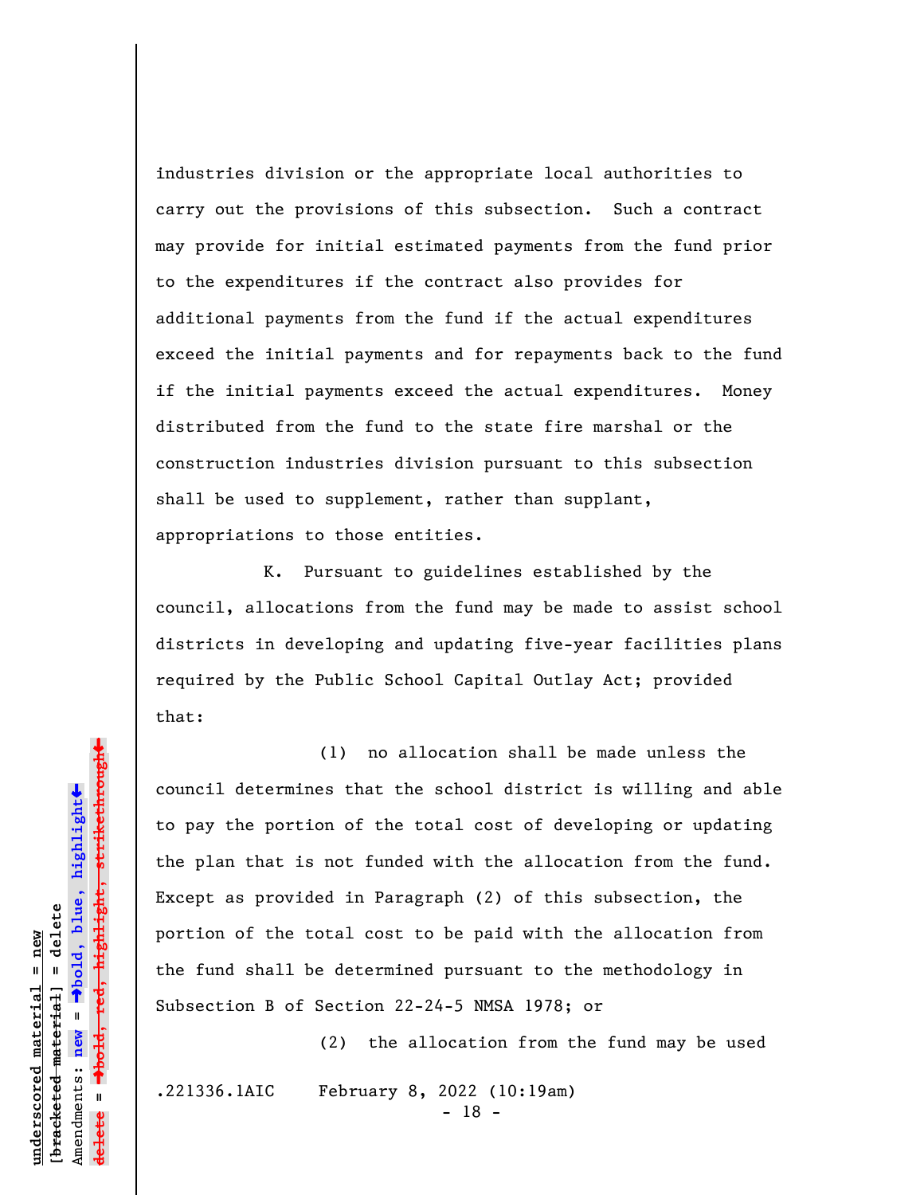industries division or the appropriate local authorities to carry out the provisions of this subsection. Such a contract may provide for initial estimated payments from the fund prior to the expenditures if the contract also provides for additional payments from the fund if the actual expenditures exceed the initial payments and for repayments back to the fund if the initial payments exceed the actual expenditures. Money distributed from the fund to the state fire marshal or the construction industries division pursuant to this subsection shall be used to supplement, rather than supplant, appropriations to those entities.

K. Pursuant to guidelines established by the council, allocations from the fund may be made to assist school districts in developing and updating five-year facilities plans required by the Public School Capital Outlay Act; provided that:

(1) no allocation shall be made unless the council determines that the school district is willing and able to pay the portion of the total cost of developing or updating the plan that is not funded with the allocation from the fund. Except as provided in Paragraph (2) of this subsection, the portion of the total cost to be paid with the allocation from the fund shall be determined pursuant to the methodology in Subsection B of Section 22-24-5 NMSA 1978; or

(2) the allocation from the fund may be used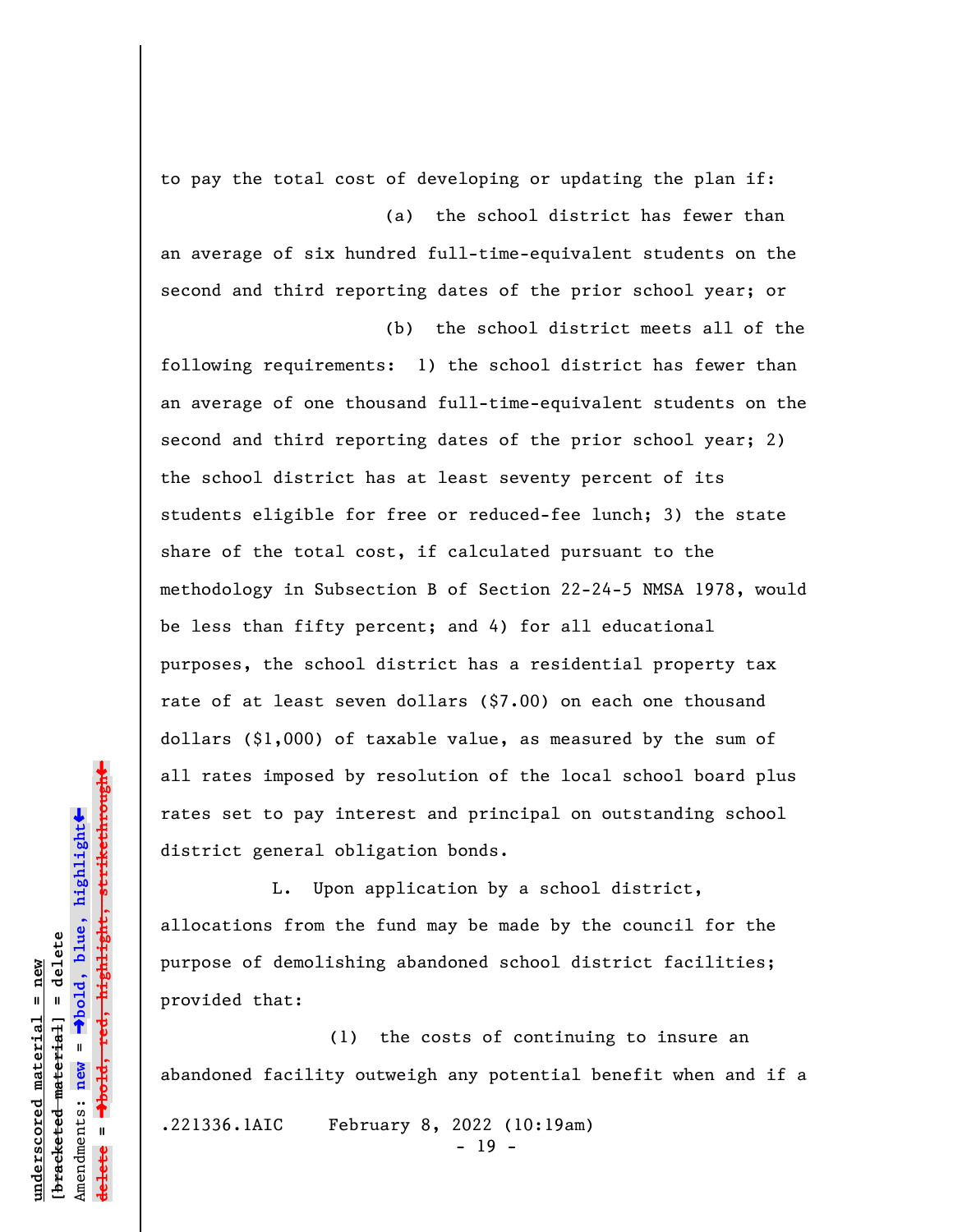to pay the total cost of developing or updating the plan if:

(a) the school district has fewer than an average of six hundred full-time-equivalent students on the second and third reporting dates of the prior school year; or

(b) the school district meets all of the following requirements: 1) the school district has fewer than an average of one thousand full-time-equivalent students on the second and third reporting dates of the prior school year; 2) the school district has at least seventy percent of its students eligible for free or reduced-fee lunch; 3) the state share of the total cost, if calculated pursuant to the methodology in Subsection B of Section 22-24-5 NMSA 1978, would be less than fifty percent; and 4) for all educational purposes, the school district has a residential property tax rate of at least seven dollars ($7.00) on each one thousand dollars ($1,000) of taxable value, as measured by the sum of all rates imposed by resolution of the local school board plus rates set to pay interest and principal on outstanding school district general obligation bonds.

L. Upon application by a school district, allocations from the fund may be made by the council for the purpose of demolishing abandoned school district facilities; provided that:

(1) the costs of continuing to insure an abandoned facility outweigh any potential benefit when and if a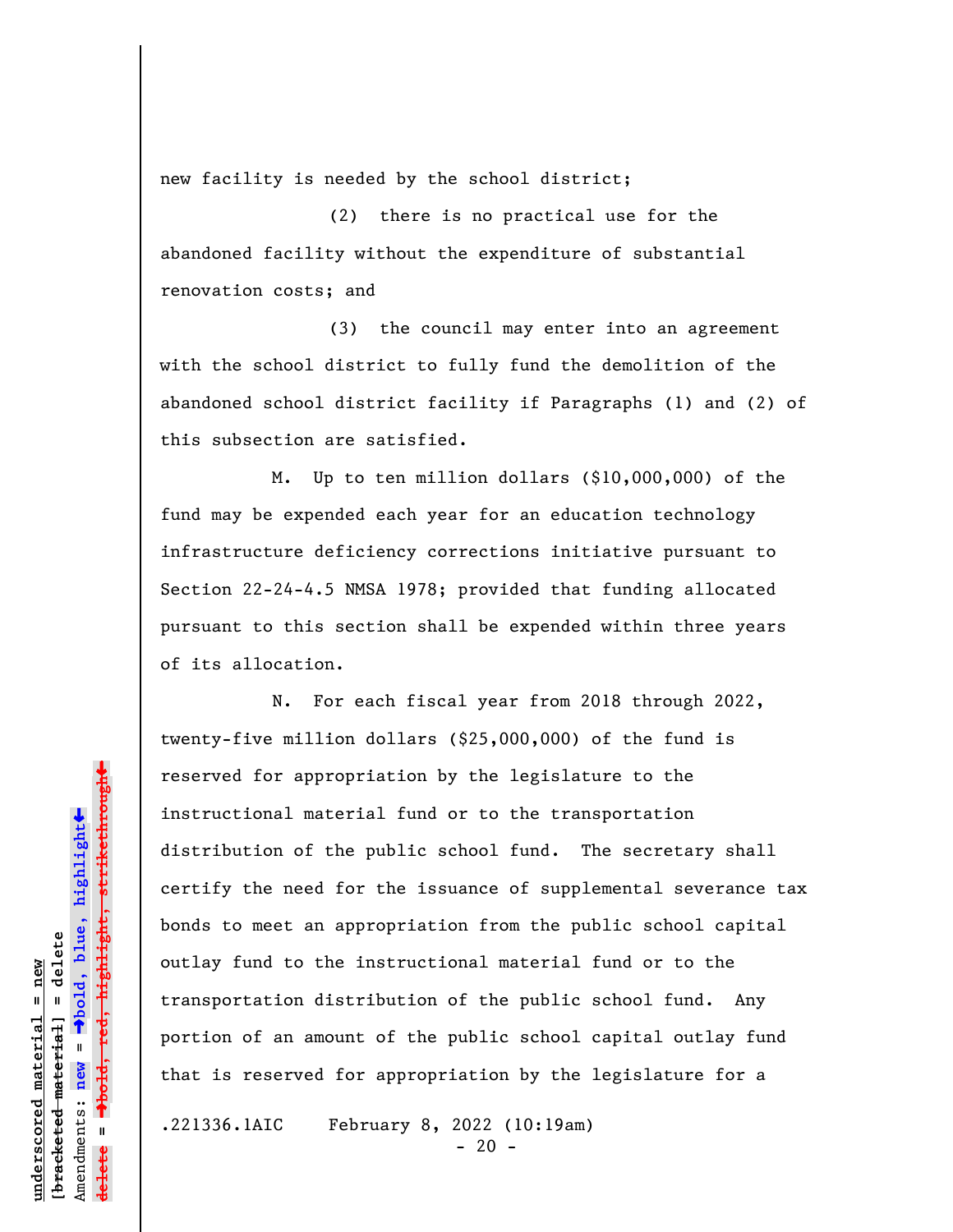new facility is needed by the school district;

(2) there is no practical use for the abandoned facility without the expenditure of substantial renovation costs; and

(3) the council may enter into an agreement with the school district to fully fund the demolition of the abandoned school district facility if Paragraphs (1) and (2) of this subsection are satisfied.

M. Up to ten million dollars ($10,000,000) of the fund may be expended each year for an education technology infrastructure deficiency corrections initiative pursuant to Section 22-24-4.5 NMSA 1978; provided that funding allocated pursuant to this section shall be expended within three years of its allocation.

N. For each fiscal year from 2018 through 2022, twenty-five million dollars ($25,000,000) of the fund is reserved for appropriation by the legislature to the instructional material fund or to the transportation distribution of the public school fund. The secretary shall certify the need for the issuance of supplemental severance tax bonds to meet an appropriation from the public school capital outlay fund to the instructional material fund or to the transportation distribution of the public school fund. Any portion of an amount of the public school capital outlay fund that is reserved for appropriation by the legislature for a

.221336.1AIC February 8, 2022 (10:19am)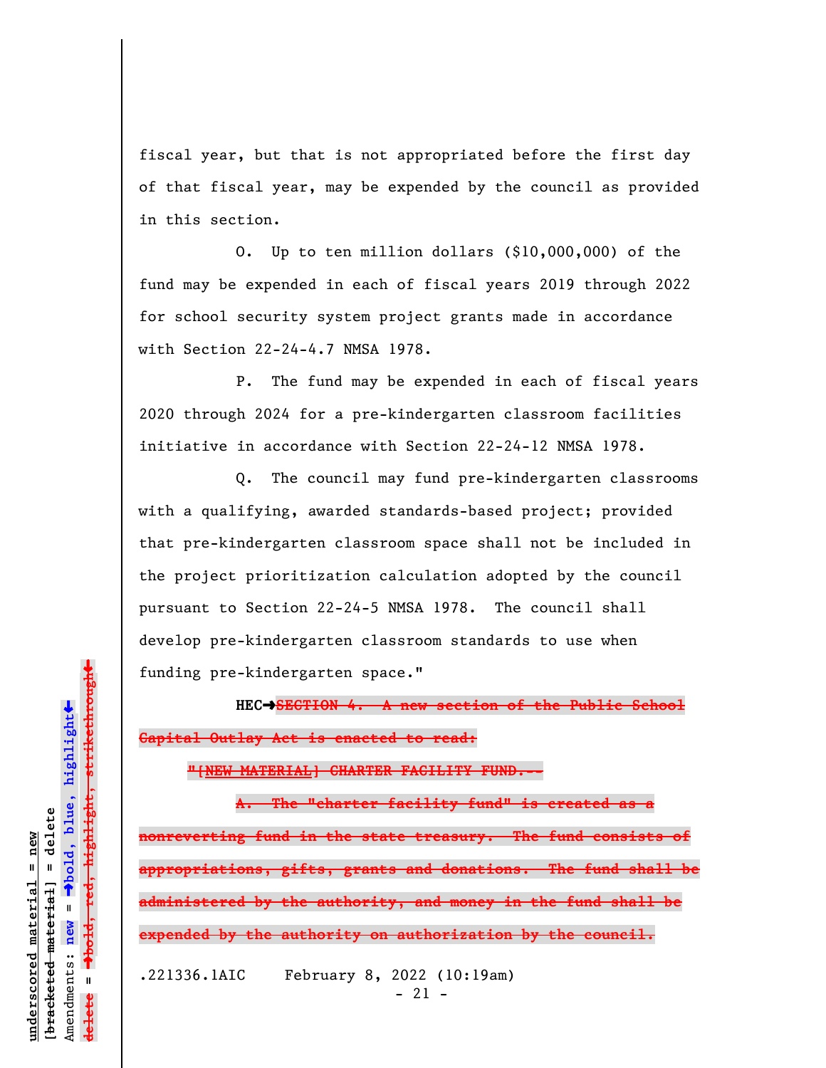fiscal year, but that is not appropriated before the first day of that fiscal year, may be expended by the council as provided in this section.

O. Up to ten million dollars ($10,000,000) of the fund may be expended in each of fiscal years 2019 through 2022 for school security system project grants made in accordance with Section 22-24-4.7 NMSA 1978.

P. The fund may be expended in each of fiscal years 2020 through 2024 for a pre-kindergarten classroom facilities initiative in accordance with Section 22-24-12 NMSA 1978.

Q. The council may fund pre-kindergarten classrooms with a qualifying, awarded standards-based project; provided that pre-kindergarten classroom space shall not be included in the project prioritization calculation adopted by the council pursuant to Section 22-24-5 NMSA 1978. The council shall develop pre-kindergarten classroom standards to use when funding pre-kindergarten space."

HEC→~~SECTION 4. A new section of the Public School Capital Outlay Act is enacted to read:~~

~~"[NEW MATERIAL] CHARTER FACILITY FUND.--~~

~~A. The "charter facility fund" is created as a nonreverting fund in the state treasury. The fund consists of appropriations, gifts, grants and donations. The fund shall be administered by the authority, and money in the fund shall be expended by the authority on authorization by the council.~~

.221336.1AIC February 8, 2022 (10:19am)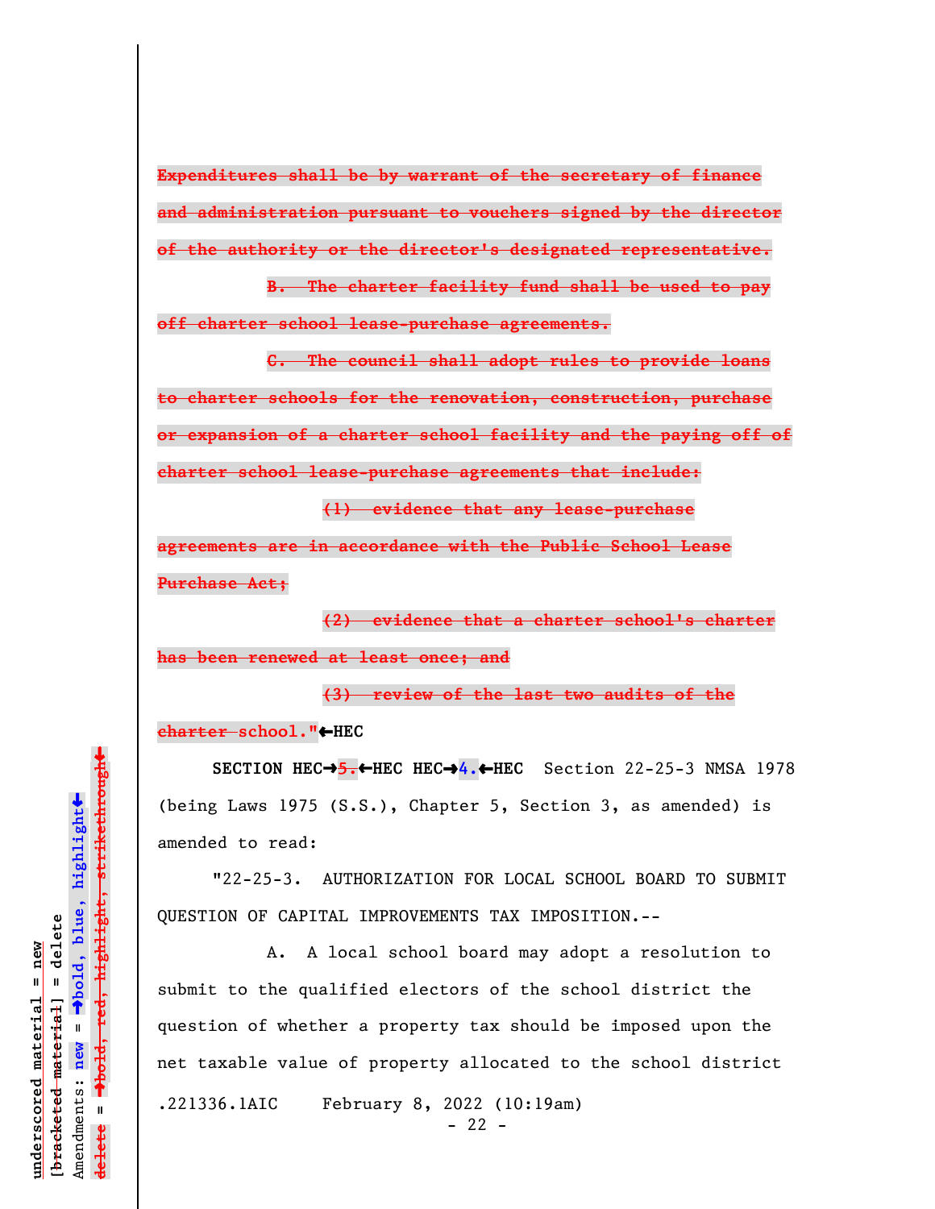~~Expenditures shall be by warrant of the secretary of finance and administration pursuant to vouchers signed by the director of the authority or the director's designated representative.~~

~~B. The charter facility fund shall be used to pay off charter school lease-purchase agreements.~~

~~C. The council shall adopt rules to provide loans to charter schools for the renovation, construction, purchase or expansion of a charter school facility and the paying off of charter school lease-purchase agreements that include:~~

~~(1) evidence that any lease-purchase agreements are in accordance with the Public School Lease Purchase Act;~~

~~(2) evidence that a charter school's charter has been renewed at least once; and~~

~~(3) review of the last two audits of the charter school."~~←HEC

**SECTION** HEC→~~5.~~←HEC HEC→**4.**←HEC Section 22-25-3 NMSA 1978 (being Laws 1975 (S.S.), Chapter 5, Section 3, as amended) is amended to read:

"22-25-3. AUTHORIZATION FOR LOCAL SCHOOL BOARD TO SUBMIT QUESTION OF CAPITAL IMPROVEMENTS TAX IMPOSITION.--

A. A local school board may adopt a resolution to submit to the qualified electors of the school district the question of whether a property tax should be imposed upon the net taxable value of property allocated to the school district

.221336.1AIC February 8, 2022 (10:19am)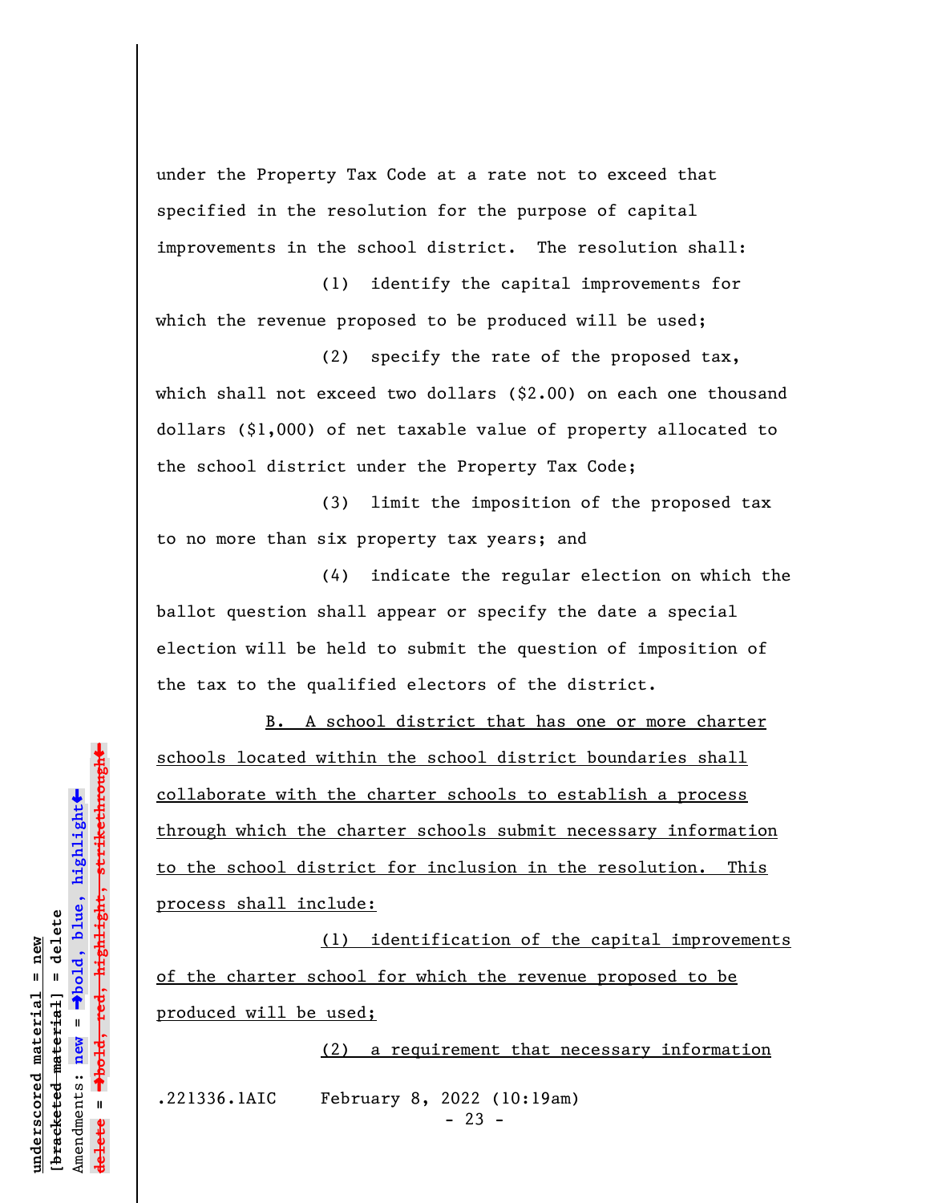under the Property Tax Code at a rate not to exceed that specified in the resolution for the purpose of capital improvements in the school district. The resolution shall:

(1) identify the capital improvements for which the revenue proposed to be produced will be used;

(2) specify the rate of the proposed tax, which shall not exceed two dollars ($2.00) on each one thousand dollars ($1,000) of net taxable value of property allocated to the school district under the Property Tax Code;

(3) limit the imposition of the proposed tax to no more than six property tax years; and

(4) indicate the regular election on which the ballot question shall appear or specify the date a special election will be held to submit the question of imposition of the tax to the qualified electors of the district.

<u>B. A school district that has one or more charter schools located within the school district boundaries shall collaborate with the charter schools to establish a process through which the charter schools submit necessary information to the school district for inclusion in the resolution. This process shall include:</u>

<u>(1) identification of the capital improvements of the charter school for which the revenue proposed to be produced will be used;</u>

<u>(2) a requirement that necessary information</u>

.221336.1AIC February 8, 2022 (10:19am)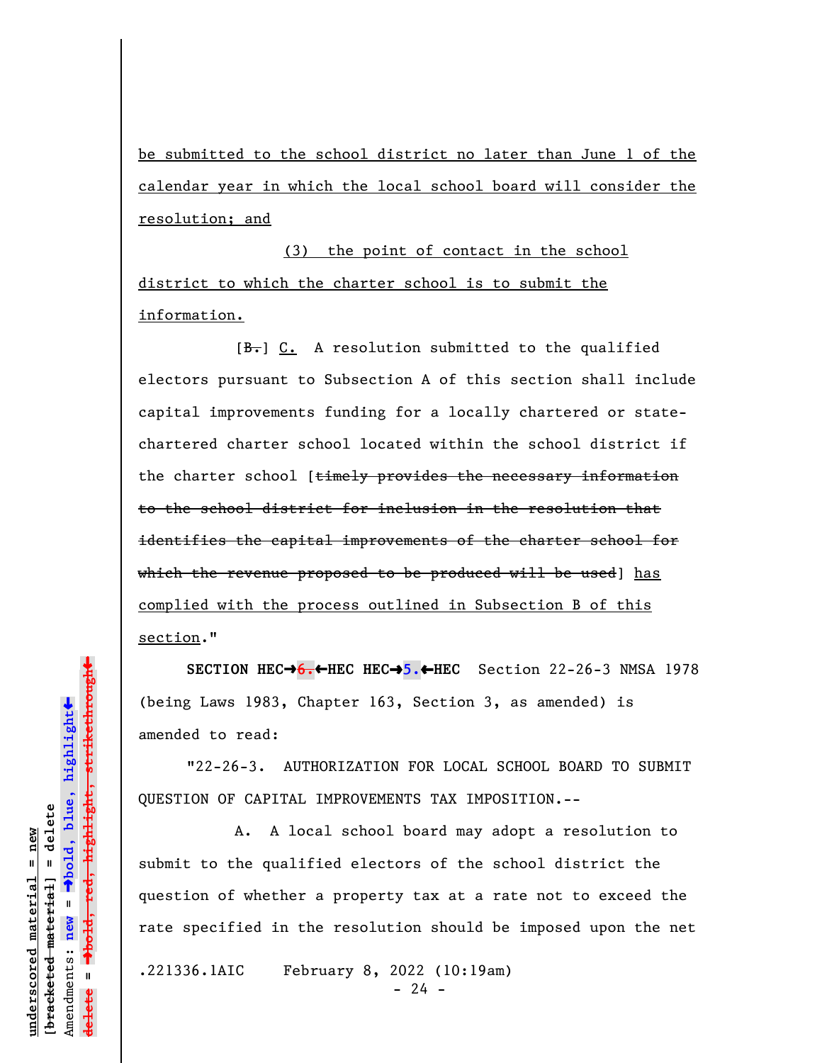be submitted to the school district no later than June 1 of the calendar year in which the local school board will consider the resolution; and

(3) the point of contact in the school district to which the charter school is to submit the information.

[~~B.~~] C. A resolution submitted to the qualified electors pursuant to Subsection A of this section shall include capital improvements funding for a locally chartered or state-chartered charter school located within the school district if the charter school [~~timely provides the necessary information to the school district for inclusion in the resolution that identifies the capital improvements of the charter school for which the revenue proposed to be produced will be used~~] has complied with the process outlined in Subsection B of this section."

**SECTION HEC→~~6.~~←HEC HEC→5.←HEC** Section 22-26-3 NMSA 1978 (being Laws 1983, Chapter 163, Section 3, as amended) is amended to read:

"22-26-3. AUTHORIZATION FOR LOCAL SCHOOL BOARD TO SUBMIT QUESTION OF CAPITAL IMPROVEMENTS TAX IMPOSITION.--

A. A local school board may adopt a resolution to submit to the qualified electors of the school district the question of whether a property tax at a rate not to exceed the rate specified in the resolution should be imposed upon the net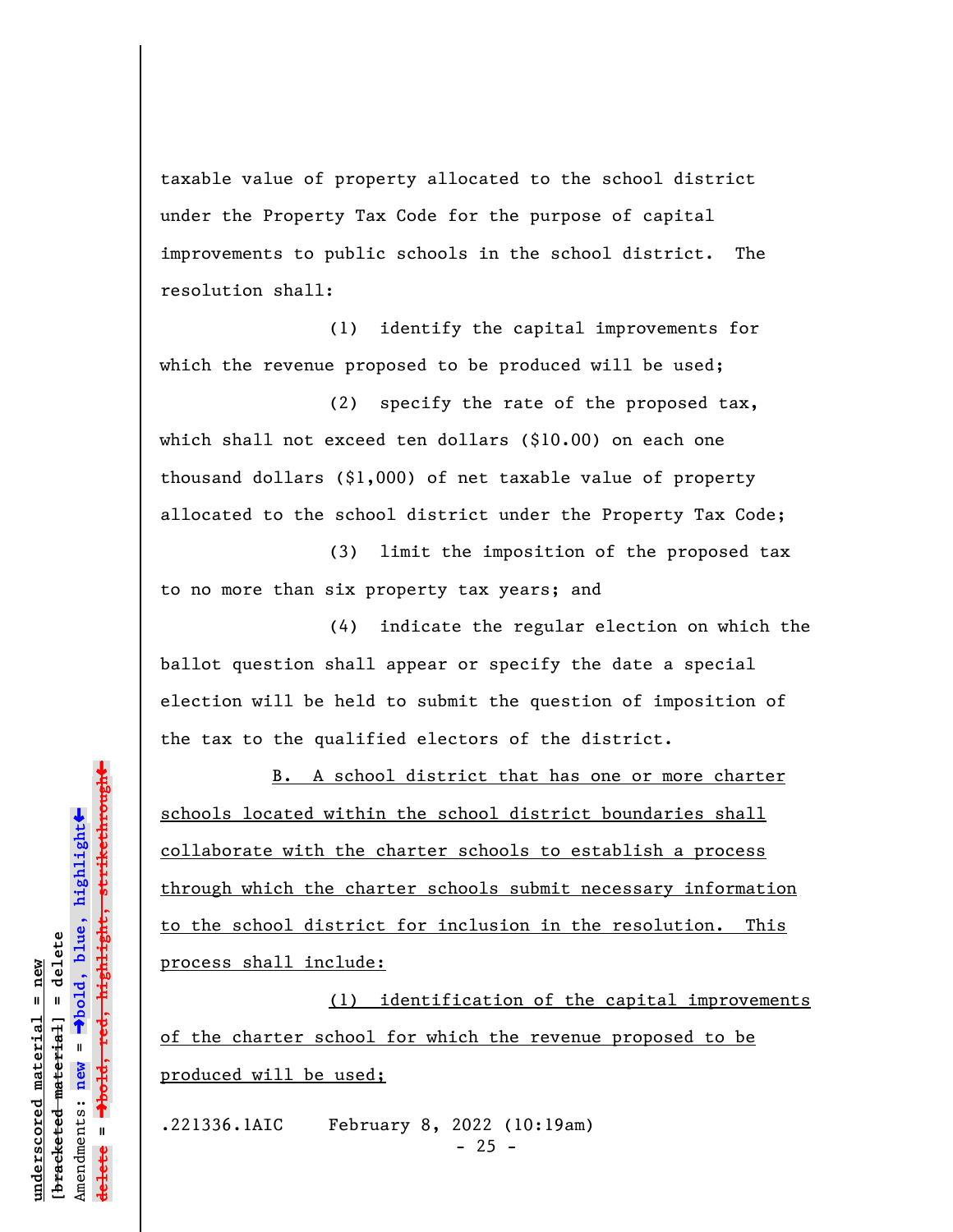taxable value of property allocated to the school district under the Property Tax Code for the purpose of capital improvements to public schools in the school district. The resolution shall:

(1) identify the capital improvements for which the revenue proposed to be produced will be used;

(2) specify the rate of the proposed tax, which shall not exceed ten dollars ($10.00) on each one thousand dollars ($1,000) of net taxable value of property allocated to the school district under the Property Tax Code;

(3) limit the imposition of the proposed tax to no more than six property tax years; and

(4) indicate the regular election on which the ballot question shall appear or specify the date a special election will be held to submit the question of imposition of the tax to the qualified electors of the district.

<u>B. A school district that has one or more charter schools located within the school district boundaries shall collaborate with the charter schools to establish a process through which the charter schools submit necessary information to the school district for inclusion in the resolution. This process shall include:</u>

<u>(1) identification of the capital improvements of the charter school for which the revenue proposed to be produced will be used;</u>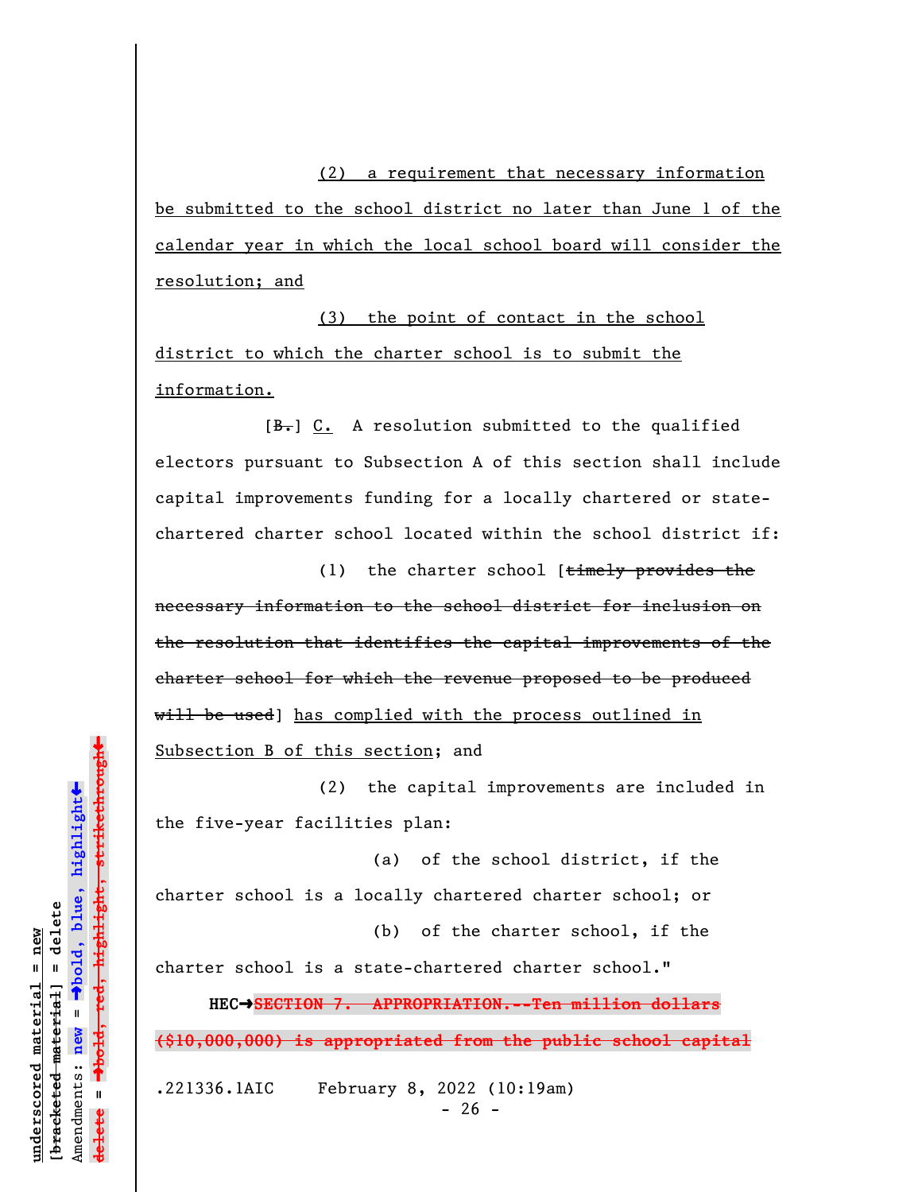(2) a requirement that necessary information be submitted to the school district no later than June 1 of the calendar year in which the local school board will consider the resolution; and

(3) the point of contact in the school district to which the charter school is to submit the information.

[~~B.~~] C. A resolution submitted to the qualified electors pursuant to Subsection A of this section shall include capital improvements funding for a locally chartered or state-chartered charter school located within the school district if:

(1) the charter school [~~timely provides the necessary information to the school district for inclusion on the resolution that identifies the capital improvements of the charter school for which the revenue proposed to be produced will be used~~] has complied with the process outlined in Subsection B of this section; and

(2) the capital improvements are included in the five-year facilities plan:

(a) of the school district, if the charter school is a locally chartered charter school; or

(b) of the charter school, if the charter school is a state-chartered charter school."

HEC→~~**SECTION 7. APPROPRIATION.--Ten million dollars ($10,000,000) is appropriated from the public school capital**~~

.221336.1AIC February 8, 2022 (10:19am)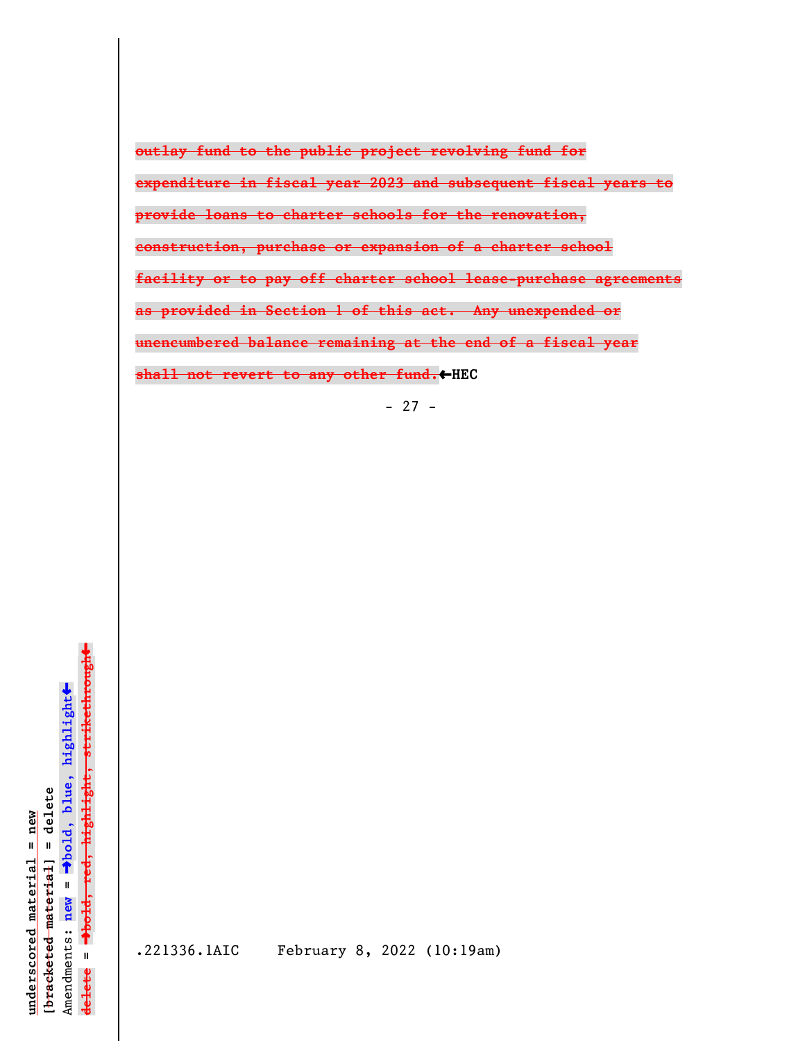~~outlay fund to the public project revolving fund for expenditure in fiscal year 2023 and subsequent fiscal years to provide loans to charter schools for the renovation, construction, purchase or expansion of a charter school facility or to pay off charter school lease-purchase agreements as provided in Section 1 of this act. Any unexpended or unencumbered balance remaining at the end of a fiscal year shall not revert to any other fund.~~←**HEC**

.221336.1AIC February 8, 2022 (10:19am)

**underscored material = new**
**[~~bracketed material~~] = delete**
Amendments: **new** = →**bold, blue, highlight**←
~~delete~~ = →~~**bold, red, highlight, strikethrough**~~←